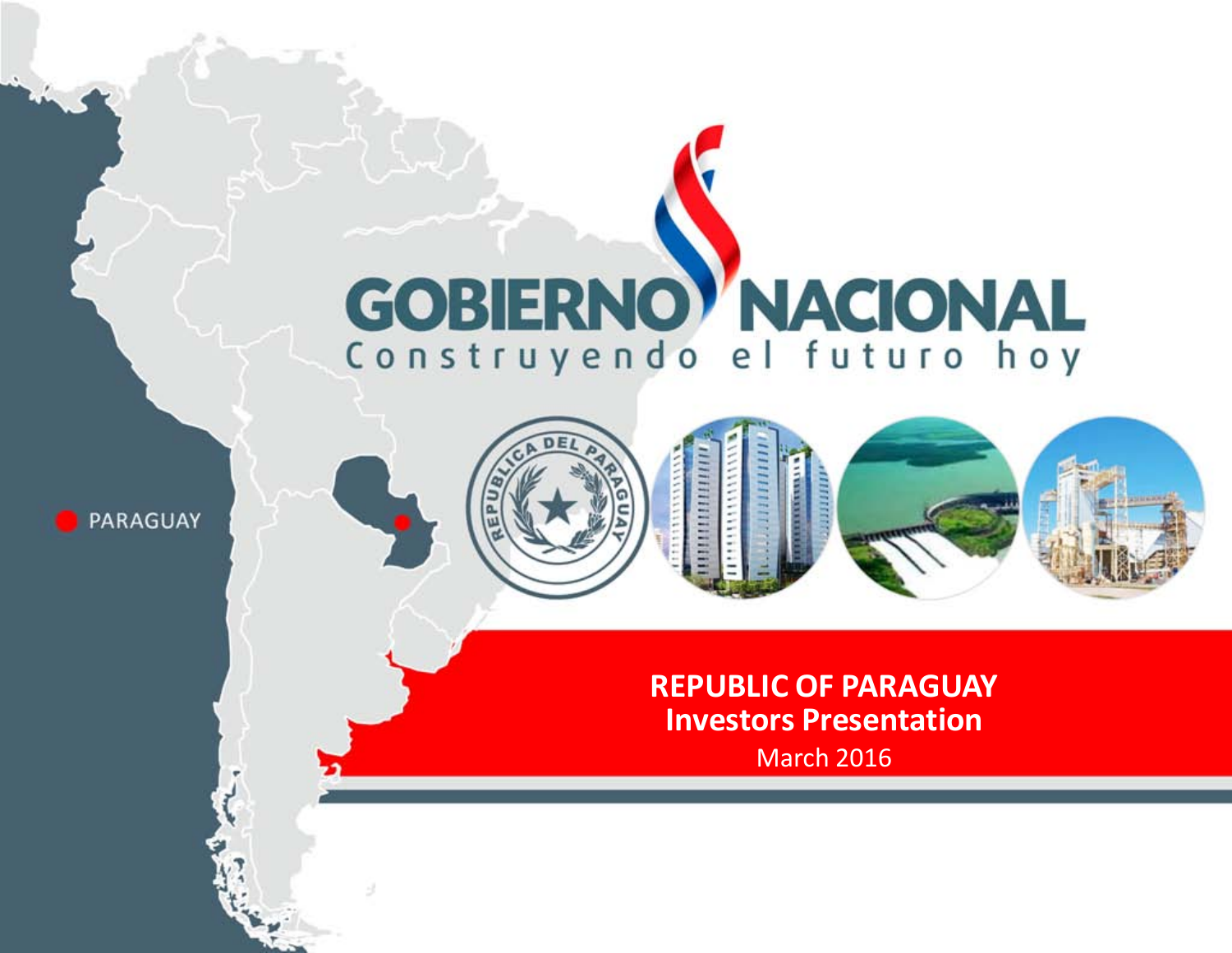PARAGUAY

GOBIERNO NACIONAL

Construyendo el futuro hoy

REPUBLICA DEL PARAGUAY

# REPUBLIC OF PARAGUAY
# Investors Presentation

March 2016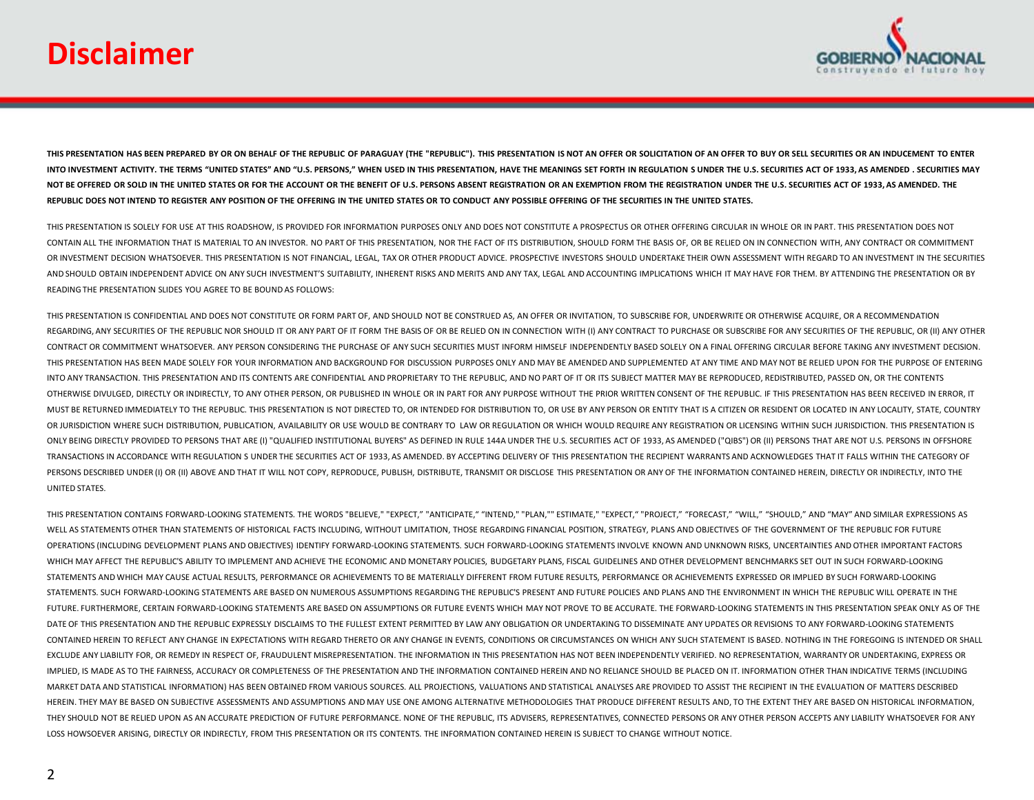# Disclaimer

**THIS PRESENTATION HAS BEEN PREPARED BY OR ON BEHALF OF THE REPUBLIC OF PARAGUAY (THE "REPUBLIC"). THIS PRESENTATION IS NOT AN OFFER OR SOLICITATION OF AN OFFER TO BUY OR SELL SECURITIES OR AN INDUCEMENT TO ENTER INTO INVESTMENT ACTIVITY. THE TERMS "UNITED STATES" AND "U.S. PERSONS," WHEN USED IN THIS PRESENTATION, HAVE THE MEANINGS SET FORTH IN REGULATION S UNDER THE U.S. SECURITIES ACT OF 1933, AS AMENDED . SECURITIES MAY NOT BE OFFERED OR SOLD IN THE UNITED STATES OR FOR THE ACCOUNT OR THE BENEFIT OF U.S. PERSONS ABSENT REGISTRATION OR AN EXEMPTION FROM THE REGISTRATION UNDER THE U.S. SECURITIES ACT OF 1933, AS AMENDED. THE REPUBLIC DOES NOT INTEND TO REGISTER ANY POSITION OF THE OFFERING IN THE UNITED STATES OR TO CONDUCT ANY POSSIBLE OFFERING OF THE SECURITIES IN THE UNITED STATES.**

THIS PRESENTATION IS SOLELY FOR USE AT THIS ROADSHOW, IS PROVIDED FOR INFORMATION PURPOSES ONLY AND DOES NOT CONSTITUTE A PROSPECTUS OR OTHER OFFERING CIRCULAR IN WHOLE OR IN PART. THIS PRESENTATION DOES NOT CONTAIN ALL THE INFORMATION THAT IS MATERIAL TO AN INVESTOR. NO PART OF THIS PRESENTATION, NOR THE FACT OF ITS DISTRIBUTION, SHOULD FORM THE BASIS OF, OR BE RELIED ON IN CONNECTION WITH, ANY CONTRACT OR COMMITMENT OR INVESTMENT DECISION WHATSOEVER. THIS PRESENTATION IS NOT FINANCIAL, LEGAL, TAX OR OTHER PRODUCT ADVICE. PROSPECTIVE INVESTORS SHOULD UNDERTAKE THEIR OWN ASSESSMENT WITH REGARD TO AN INVESTMENT IN THE SECURITIES AND SHOULD OBTAIN INDEPENDENT ADVICE ON ANY SUCH INVESTMENT'S SUITABILITY, INHERENT RISKS AND MERITS AND ANY TAX, LEGAL AND ACCOUNTING IMPLICATIONS WHICH IT MAY HAVE FOR THEM. BY ATTENDING THE PRESENTATION OR BY READING THE PRESENTATION SLIDES YOU AGREE TO BE BOUND AS FOLLOWS:

THIS PRESENTATION IS CONFIDENTIAL AND DOES NOT CONSTITUTE OR FORM PART OF, AND SHOULD NOT BE CONSTRUED AS, AN OFFER OR INVITATION, TO SUBSCRIBE FOR, UNDERWRITE OR OTHERWISE ACQUIRE, OR A RECOMMENDATION REGARDING, ANY SECURITIES OF THE REPUBLIC NOR SHOULD IT OR ANY PART OF IT FORM THE BASIS OF OR BE RELIED ON IN CONNECTION WITH (I) ANY CONTRACT TO PURCHASE OR SUBSCRIBE FOR ANY SECURITIES OF THE REPUBLIC, OR (II) ANY OTHER CONTRACT OR COMMITMENT WHATSOEVER. ANY PERSON CONSIDERING THE PURCHASE OF ANY SUCH SECURITIES MUST INFORM HIMSELF INDEPENDENTLY BASED SOLELY ON A FINAL OFFERING CIRCULAR BEFORE TAKING ANY INVESTMENT DECISION. THIS PRESENTATION HAS BEEN MADE SOLELY FOR YOUR INFORMATION AND BACKGROUND FOR DISCUSSION PURPOSES ONLY AND MAY BE AMENDED AND SUPPLEMENTED AT ANY TIME AND MAY NOT BE RELIED UPON FOR THE PURPOSE OF ENTERING INTO ANY TRANSACTION. THIS PRESENTATION AND ITS CONTENTS ARE CONFIDENTIAL AND PROPRIETARY TO THE REPUBLIC, AND NO PART OF IT OR ITS SUBJECT MATTER MAY BE REPRODUCED, REDISTRIBUTED, PASSED ON, OR THE CONTENTS OTHERWISE DIVULGED, DIRECTLY OR INDIRECTLY, TO ANY OTHER PERSON, OR PUBLISHED IN WHOLE OR IN PART FOR ANY PURPOSE WITHOUT THE PRIOR WRITTEN CONSENT OF THE REPUBLIC. IF THIS PRESENTATION HAS BEEN RECEIVED IN ERROR, IT MUST BE RETURNED IMMEDIATELY TO THE REPUBLIC. THIS PRESENTATION IS NOT DIRECTED TO, OR INTENDED FOR DISTRIBUTION TO, OR USE BY ANY PERSON OR ENTITY THAT IS A CITIZEN OR RESIDENT OR LOCATED IN ANY LOCALITY, STATE, COUNTRY OR JURISDICTION WHERE SUCH DISTRIBUTION, PUBLICATION, AVAILABILITY OR USE WOULD BE CONTRARY TO LAW OR REGULATION OR WHICH WOULD REQUIRE ANY REGISTRATION OR LICENSING WITHIN SUCH JURISDICTION. THIS PRESENTATION IS ONLY BEING DIRECTLY PROVIDED TO PERSONS THAT ARE (I) "QUALIFIED INSTITUTIONAL BUYERS" AS DEFINED IN RULE 144A UNDER THE U.S. SECURITIES ACT OF 1933, AS AMENDED ("QIBS") OR (II) PERSONS THAT ARE NOT U.S. PERSONS IN OFFSHORE TRANSACTIONS IN ACCORDANCE WITH REGULATION S UNDER THE SECURITIES ACT OF 1933, AS AMENDED. BY ACCEPTING DELIVERY OF THIS PRESENTATION THE RECIPIENT WARRANTS AND ACKNOWLEDGES THAT IT FALLS WITHIN THE CATEGORY OF PERSONS DESCRIBED UNDER (I) OR (II) ABOVE AND THAT IT WILL NOT COPY, REPRODUCE, PUBLISH, DISTRIBUTE, TRANSMIT OR DISCLOSE THIS PRESENTATION OR ANY OF THE INFORMATION CONTAINED HEREIN, DIRECTLY OR INDIRECTLY, INTO THE UNITED STATES.

THIS PRESENTATION CONTAINS FORWARD-LOOKING STATEMENTS. THE WORDS "BELIEVE," "EXPECT," "ANTICIPATE," "INTEND," "PLAN,"" ESTIMATE," "EXPECT," "PROJECT," "FORECAST," "WILL," "SHOULD," AND "MAY" AND SIMILAR EXPRESSIONS AS WELL AS STATEMENTS OTHER THAN STATEMENTS OF HISTORICAL FACTS INCLUDING, WITHOUT LIMITATION, THOSE REGARDING FINANCIAL POSITION, STRATEGY, PLANS AND OBJECTIVES OF THE GOVERNMENT OF THE REPUBLIC FOR FUTURE OPERATIONS (INCLUDING DEVELOPMENT PLANS AND OBJECTIVES) IDENTIFY FORWARD-LOOKING STATEMENTS. SUCH FORWARD-LOOKING STATEMENTS INVOLVE KNOWN AND UNKNOWN RISKS, UNCERTAINTIES AND OTHER IMPORTANT FACTORS WHICH MAY AFFECT THE REPUBLIC'S ABILITY TO IMPLEMENT AND ACHIEVE THE ECONOMIC AND MONETARY POLICIES, BUDGETARY PLANS, FISCAL GUIDELINES AND OTHER DEVELOPMENT BENCHMARKS SET OUT IN SUCH FORWARD-LOOKING STATEMENTS AND WHICH MAY CAUSE ACTUAL RESULTS, PERFORMANCE OR ACHIEVEMENTS TO BE MATERIALLY DIFFERENT FROM FUTURE RESULTS, PERFORMANCE OR ACHIEVEMENTS EXPRESSED OR IMPLIED BY SUCH FORWARD-LOOKING STATEMENTS. SUCH FORWARD-LOOKING STATEMENTS ARE BASED ON NUMEROUS ASSUMPTIONS REGARDING THE REPUBLIC'S PRESENT AND FUTURE POLICIES AND PLANS AND THE ENVIRONMENT IN WHICH THE REPUBLIC WILL OPERATE IN THE FUTURE. FURTHERMORE, CERTAIN FORWARD-LOOKING STATEMENTS ARE BASED ON ASSUMPTIONS OR FUTURE EVENTS WHICH MAY NOT PROVE TO BE ACCURATE. THE FORWARD-LOOKING STATEMENTS IN THIS PRESENTATION SPEAK ONLY AS OF THE DATE OF THIS PRESENTATION AND THE REPUBLIC EXPRESSLY DISCLAIMS TO THE FULLEST EXTENT PERMITTED BY LAW ANY OBLIGATION OR UNDERTAKING TO DISSEMINATE ANY UPDATES OR REVISIONS TO ANY FORWARD-LOOKING STATEMENTS CONTAINED HEREIN TO REFLECT ANY CHANGE IN EXPECTATIONS WITH REGARD THERETO OR ANY CHANGE IN EVENTS, CONDITIONS OR CIRCUMSTANCES ON WHICH ANY SUCH STATEMENT IS BASED. NOTHING IN THE FOREGOING IS INTENDED OR SHALL EXCLUDE ANY LIABILITY FOR, OR REMEDY IN RESPECT OF, FRAUDULENT MISREPRESENTATION. THE INFORMATION IN THIS PRESENTATION HAS NOT BEEN INDEPENDENTLY VERIFIED. NO REPRESENTATION, WARRANTY OR UNDERTAKING, EXPRESS OR IMPLIED, IS MADE AS TO THE FAIRNESS, ACCURACY OR COMPLETENESS OF THE PRESENTATION AND THE INFORMATION CONTAINED HEREIN AND NO RELIANCE SHOULD BE PLACED ON IT. INFORMATION OTHER THAN INDICATIVE TERMS (INCLUDING MARKET DATA AND STATISTICAL INFORMATION) HAS BEEN OBTAINED FROM VARIOUS SOURCES. ALL PROJECTIONS, VALUATIONS AND STATISTICAL ANALYSES ARE PROVIDED TO ASSIST THE RECIPIENT IN THE EVALUATION OF MATTERS DESCRIBED HEREIN. THEY MAY BE BASED ON SUBJECTIVE ASSESSMENTS AND ASSUMPTIONS AND MAY USE ONE AMONG ALTERNATIVE METHODOLOGIES THAT PRODUCE DIFFERENT RESULTS AND, TO THE EXTENT THEY ARE BASED ON HISTORICAL INFORMATION, THEY SHOULD NOT BE RELIED UPON AS AN ACCURATE PREDICTION OF FUTURE PERFORMANCE. NONE OF THE REPUBLIC, ITS ADVISERS, REPRESENTATIVES, CONNECTED PERSONS OR ANY OTHER PERSON ACCEPTS ANY LIABILITY WHATSOEVER FOR ANY LOSS HOWSOEVER ARISING, DIRECTLY OR INDIRECTLY, FROM THIS PRESENTATION OR ITS CONTENTS. THE INFORMATION CONTAINED HEREIN IS SUBJECT TO CHANGE WITHOUT NOTICE.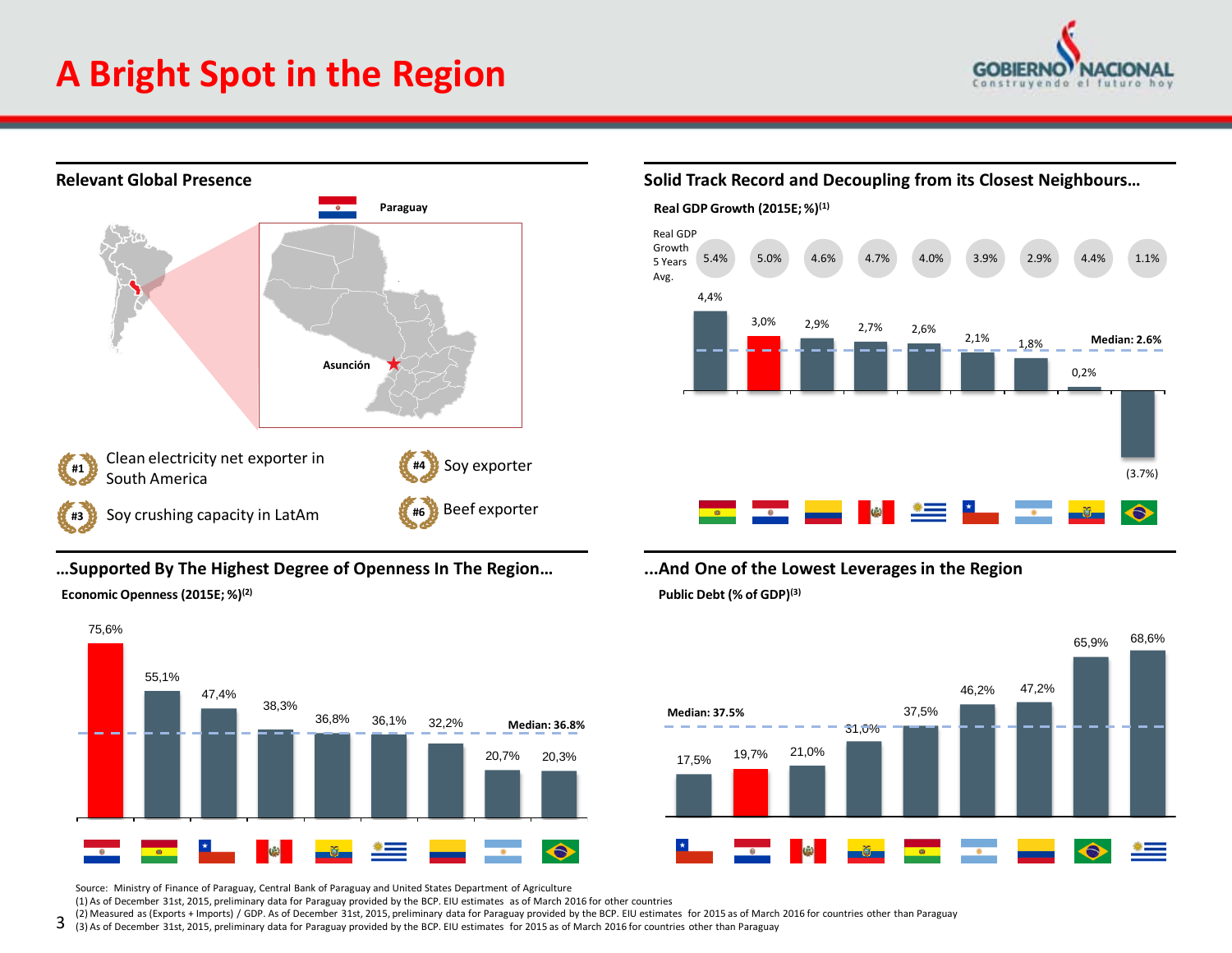# A Bright Spot in the Region

## Relevant Global Presence

Paraguay

Asunción

- #1 Clean electricity net exporter in South America
- #3 Soy crushing capacity in LatAm
- #4 Soy exporter
- #6 Beef exporter

## Solid Track Record and Decoupling from its Closest Neighbours…

**Real GDP Growth (2015E; %)[(1)]**

| | Bolivia | Paraguay | Colombia | Peru | Uruguay | Chile | Argentina | Ecuador | Brazil |
|---|---|---|---|---|---|---|---|---|---|
| Real GDP Growth 5 Years Avg. | 5.4% | 5.0% | 4.6% | 4.7% | 4.0% | 3.9% | 2.9% | 4.4% | 1.1% |
| Real GDP Growth (2015E) | 4,4% | 3,0% | 2,9% | 2,7% | 2,6% | 2,1% | 1,8% | 0,2% | (3.7%) |

Median: 2.6%

## …Supported By The Highest Degree of Openness In The Region…

**Economic Openness (2015E; %)[(2)]**

| Paraguay | Bolivia | Chile | Peru | Ecuador | Uruguay | Colombia | Argentina | Brazil |
|---|---|---|---|---|---|---|---|---|
| 75,6% | 55,1% | 47,4% | 38,3% | 36,8% | 36,1% | 32,2% | 20,7% | 20,3% |

Median: 36.8%

## …And One of the Lowest Leverages in the Region

**Public Debt (% of GDP)[(3)]**

| Chile | Paraguay | Peru | Ecuador | Bolivia | Argentina | Colombia | Brazil | Uruguay |
|---|---|---|---|---|---|---|---|---|
| 17,5% | 19,7% | 21,0% | 31,0% | 37,5% | 46,2% | 47,2% | 65,9% | 68,6% |

Median: 37.5%

Source: Ministry of Finance of Paraguay, Central Bank of Paraguay and United States Department of Agriculture

(1) As of December 31st, 2015, preliminary data for Paraguay provided by the BCP. EIU estimates as of March 2016 for other countries

(2) Measured as (Exports + Imports) / GDP. As of December 31st, 2015, preliminary data for Paraguay provided by the BCP. EIU estimates for 2015 as of March 2016 for countries other than Paraguay

(3) As of December 31st, 2015, preliminary data for Paraguay provided by the BCP. EIU estimates for 2015 as of March 2016 for countries other than Paraguay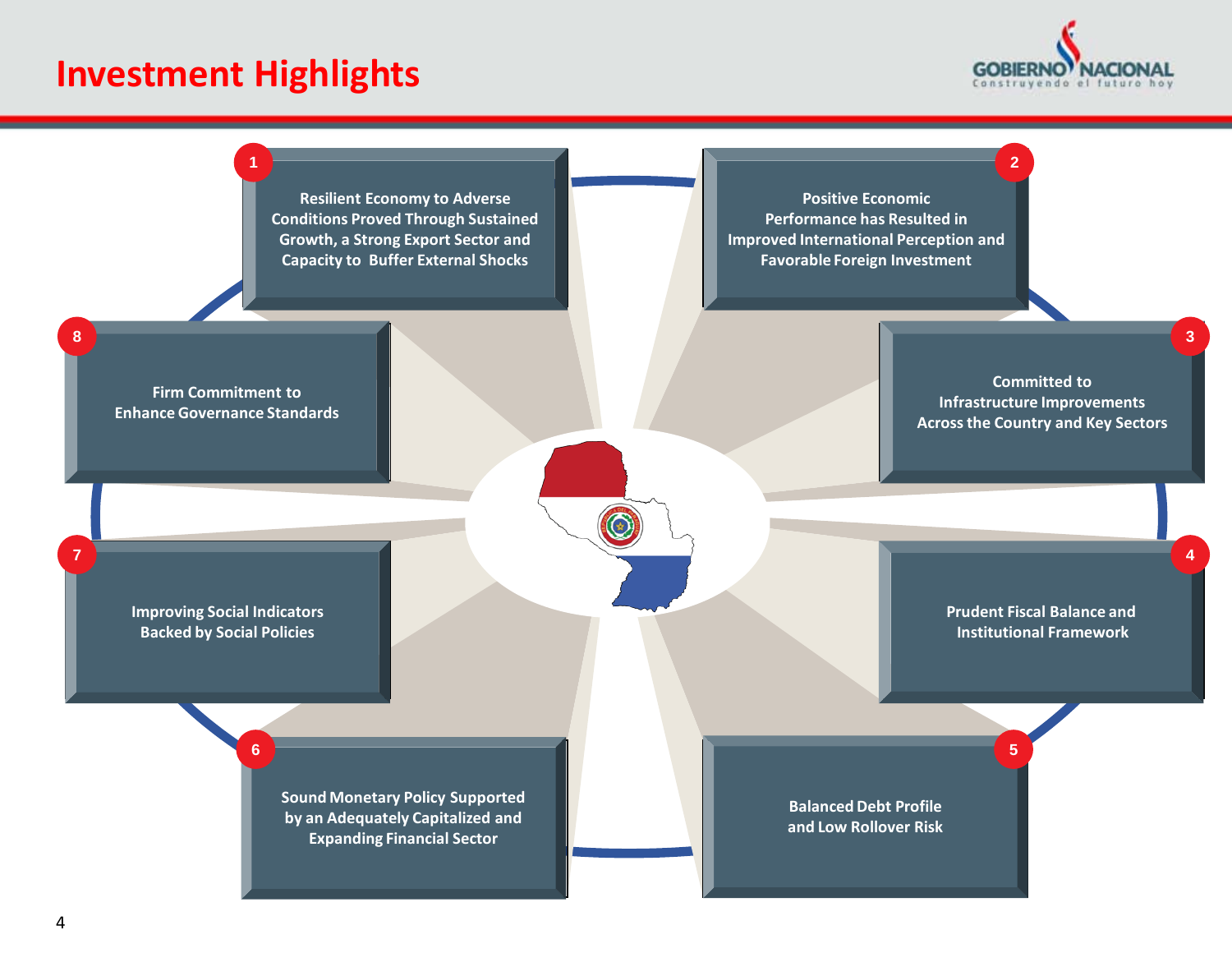# Investment Highlights

1. Resilient Economy to Adverse Conditions Proved Through Sustained Growth, a Strong Export Sector and Capacity to Buffer External Shocks
2. Positive Economic Performance has Resulted in Improved International Perception and Favorable Foreign Investment
3. Committed to Infrastructure Improvements Across the Country and Key Sectors
4. Prudent Fiscal Balance and Institutional Framework
5. Balanced Debt Profile and Low Rollover Risk
6. Sound Monetary Policy Supported by an Adequately Capitalized and Expanding Financial Sector
7. Improving Social Indicators Backed by Social Policies
8. Firm Commitment to Enhance Governance Standards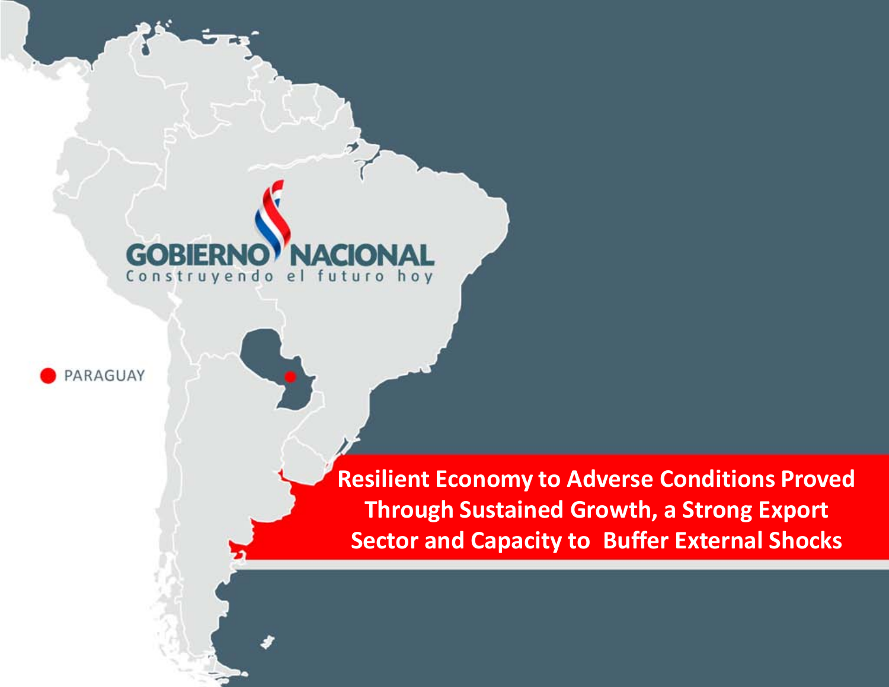GOBIERNO NACIONAL

Construyendo el futuro hoy

PARAGUAY

# Resilient Economy to Adverse Conditions Proved Through Sustained Growth, a Strong Export Sector and Capacity to Buffer External Shocks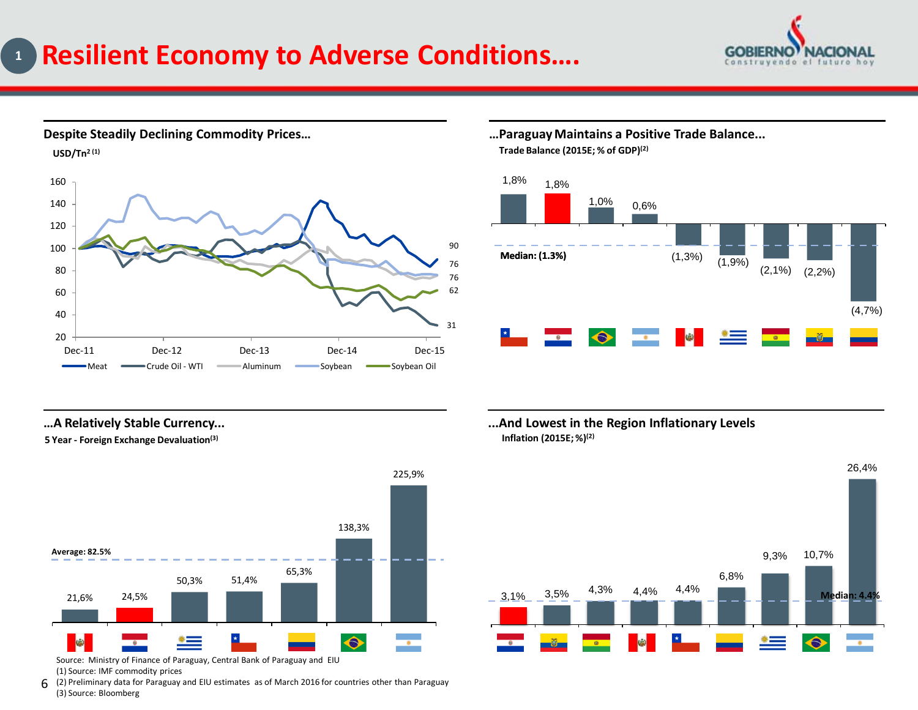# Resilient Economy to Adverse Conditions….

## Despite Steadily Declining Commodity Prices…

USD/Tn2 [1]

Line chart, Dec-11 to Dec-15 (indexed to 100 at Dec-11). Ending values: Meat 90, Aluminum 76, Soybean 76, Soybean Oil 62, Crude Oil - WTI 31.

Legend: Meat, Crude Oil - WTI, Aluminum, Soybean, Soybean Oil

## …Paraguay Maintains a Positive Trade Balance...

Trade Balance (2015E; % of GDP)[2]

| Country | Trade Balance |
|---|---|
| Chile | 1,8% |
| Paraguay | 1,8% |
| Brazil | 1,0% |
| Argentina | 0,6% |
| Peru | (1,3%) |
| Uruguay | (1,9%) |
| Bolivia | (2,1%) |
| Ecuador | (2,2%) |
| Colombia | (4,7%) |

Median: (1.3%)

## …A Relatively Stable Currency...

5 Year - Foreign Exchange Devaluation[3]

| Country | Devaluation |
|---|---|
| Peru | 21,6% |
| Paraguay | 24,5% |
| Uruguay | 50,3% |
| Chile | 51,4% |
| Colombia | 65,3% |
| Brazil | 138,3% |
| Argentina | 225,9% |

Average: 82.5%

## ...And Lowest in the Region Inflationary Levels

Inflation (2015E; %)[2]

| Country | Inflation |
|---|---|
| Paraguay | 3,1% |
| Ecuador | 3,5% |
| Bolivia | 4,3% |
| Peru | 4,4% |
| Chile | 4,4% |
| Colombia | 6,8% |
| Uruguay | 9,3% |
| Brazil | 10,7% |
| Argentina | 26,4% |

Median: 4.4%

Source: Ministry of Finance of Paraguay, Central Bank of Paraguay and EIU
(1) Source: IMF commodity prices
(2) Preliminary data for Paraguay and EIU estimates as of March 2016 for countries other than Paraguay
(3) Source: Bloomberg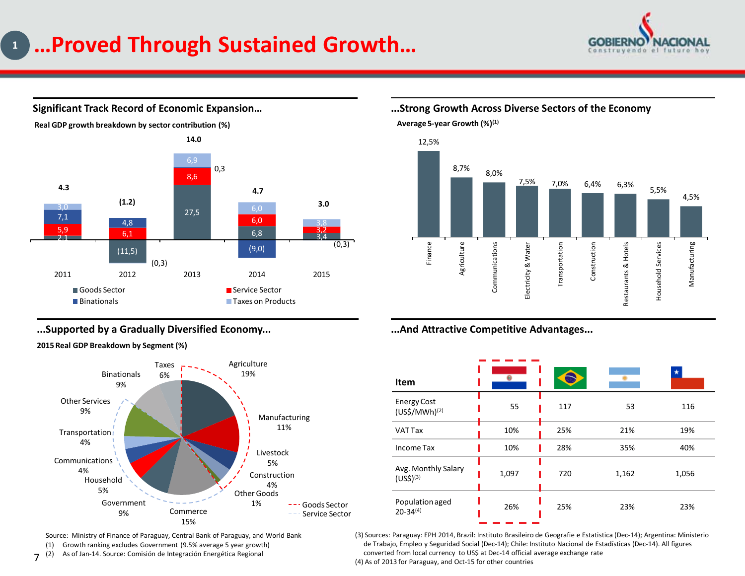# ...Proved Through Sustained Growth...

## Significant Track Record of Economic Expansion...

**Real GDP growth breakdown by sector contribution (%)**

| Year | Total | Goods Sector | Service Sector | Binationals | Taxes on Products |
|---|---|---|---|---|---|
| 2011 | 4.3 | 2,1 | 5,9 | 7,1 | 3,0 |
| 2012 | (1.2) | (11,5) | 6,1 | 4,8 | (0,3) |
| 2013 | 14.0 | 27,5 | 8,6 | 0,3 | 6,9 |
| 2014 | 4.7 | 6,8 | 6,0 | (9,0) | 6,0 |
| 2015 | 3.0 | 3,4 | 3,2 | (0,3) | 3,8 |

## ...Strong Growth Across Diverse Sectors of the Economy

**Average 5-year Growth (%)[1]**

| Sector | Growth |
|---|---|
| Finance | 12,5% |
| Agriculture | 8,7% |
| Communications | 8,0% |
| Electricity & Water | 7,5% |
| Transportation | 7,0% |
| Construction | 6,4% |
| Restaurants & Hotels | 6,3% |
| Household Services | 5,5% |
| Manufacturing | 4,5% |

## ...Supported by a Gradually Diversified Economy...

**2015 Real GDP Breakdown by Segment (%)**

| Segment | % | Sector |
|---|---|---|
| Agriculture | 19% | Goods Sector |
| Manufacturing | 11% | Goods Sector |
| Livestock | 5% | Goods Sector |
| Construction | 4% | Goods Sector |
| Other Goods | 1% | Goods Sector |
| Commerce | 15% | Service Sector |
| Government | 9% | Service Sector |
| Household | 5% | Service Sector |
| Communications | 4% | Service Sector |
| Transportation | 4% | Service Sector |
| Other Services | 9% | Service Sector |
| Binationals | 9% | |
| Taxes | 6% | |

## ...And Attractive Competitive Advantages...

| Item | Paraguay | Brazil | Argentina | Chile |
|---|---|---|---|---|
| Energy Cost (US$/MWh)[2] | 55 | 117 | 53 | 116 |
| VAT Tax | 10% | 25% | 21% | 19% |
| Income Tax | 10% | 28% | 35% | 40% |
| Avg. Monthly Salary (US$)[3] | 1,097 | 720 | 1,162 | 1,056 |
| Population aged 20-34[4] | 26% | 25% | 23% | 23% |

Source: Ministry of Finance of Paraguay, Central Bank of Paraguay, and World Bank

(1) Growth ranking excludes Government (9.5% average 5 year growth)

(2) As of Jan-14. Source: Comisión de Integración Energética Regional

(3) Sources: Paraguay: EPH 2014, Brazil: Instituto Brasileiro de Geografie e Estatistica (Dec-14); Argentina: Ministerio de Trabajo, Empleo y Seguridad Social (Dec-14); Chile: Instituto Nacional de Estadísticas (Dec-14). All figures converted from local currency to US$ at Dec-14 official average exchange rate

(4) As of 2013 for Paraguay, and Oct-15 for other countries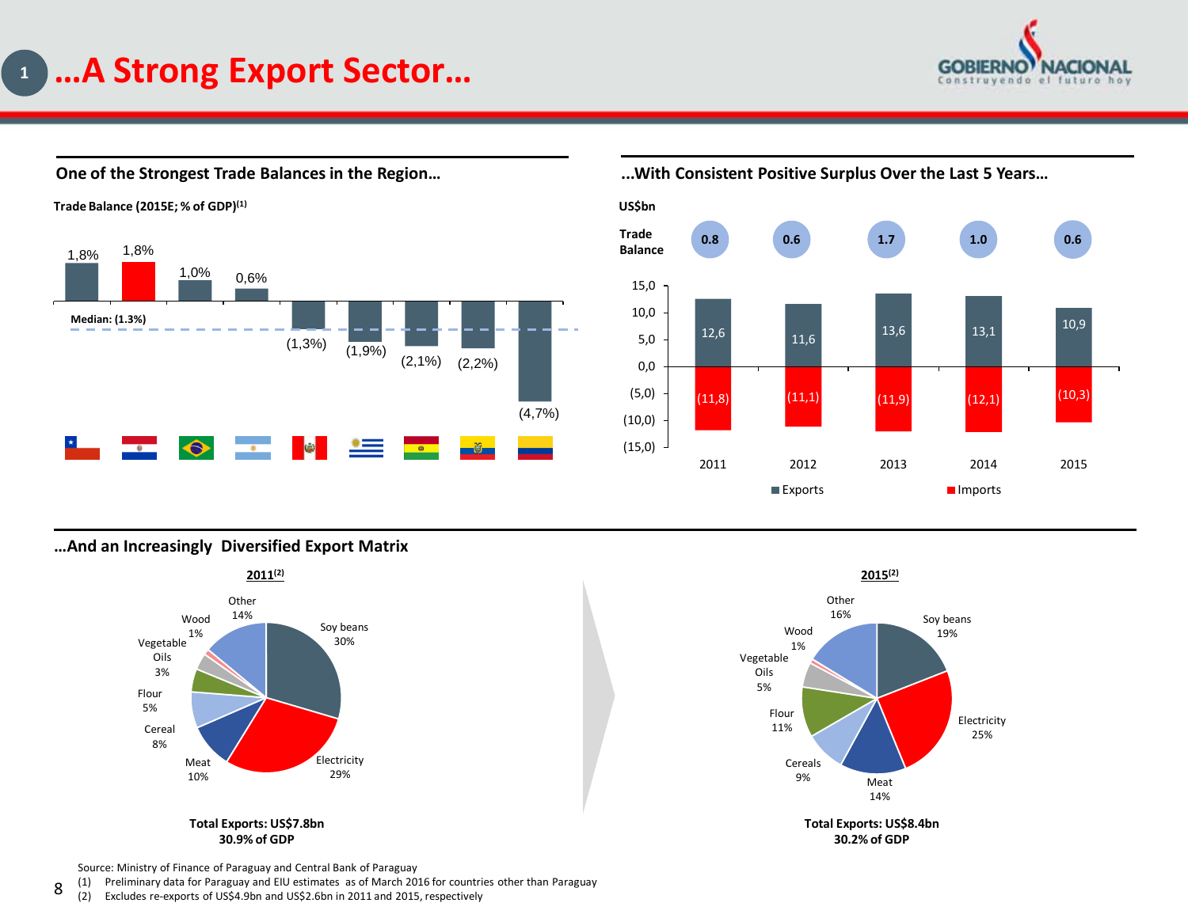# …A Strong Export Sector…

## One of the Strongest Trade Balances in the Region…

**Trade Balance (2015E; % of GDP)[1]**

| Country | Trade Balance |
|---|---|
| Chile | 1,8% |
| Paraguay | 1,8% |
| Brazil | 1,0% |
| Argentina | 0,6% |
| Peru | (1,3%) |
| Uruguay | (1,9%) |
| Bolivia | (2,1%) |
| Ecuador | (2,2%) |
| Colombia | (4,7%) |

Median: (1.3%)

## …With Consistent Positive Surplus Over the Last 5 Years…

US$bn

| | 2011 | 2012 | 2013 | 2014 | 2015 |
|---|---|---|---|---|---|
| Trade Balance | 0.8 | 0.6 | 1.7 | 1.0 | 0.6 |
| Exports | 12,6 | 11,6 | 13,6 | 13,1 | 10,9 |
| Imports | (11,8) | (11,1) | (11,9) | (12,1) | (10,3) |

## …And an Increasingly Diversified Export Matrix

**2011[2]**

| Product | Share |
|---|---|
| Soy beans | 30% |
| Electricity | 29% |
| Meat | 10% |
| Cereal | 8% |
| Flour | 5% |
| Vegetable Oils | 3% |
| Wood | 1% |
| Other | 14% |

**Total Exports: US$7.8bn**
**30.9% of GDP**

**2015[2]**

| Product | Share |
|---|---|
| Soy beans | 19% |
| Electricity | 25% |
| Meat | 14% |
| Cereals | 9% |
| Flour | 11% |
| Vegetable Oils | 5% |
| Wood | 1% |
| Other | 16% |

**Total Exports: US$8.4bn**
**30.2% of GDP**

Source: Ministry of Finance of Paraguay and Central Bank of Paraguay

(1) Preliminary data for Paraguay and EIU estimates as of March 2016 for countries other than Paraguay

(2) Excludes re-exports of US$4.9bn and US$2.6bn in 2011 and 2015, respectively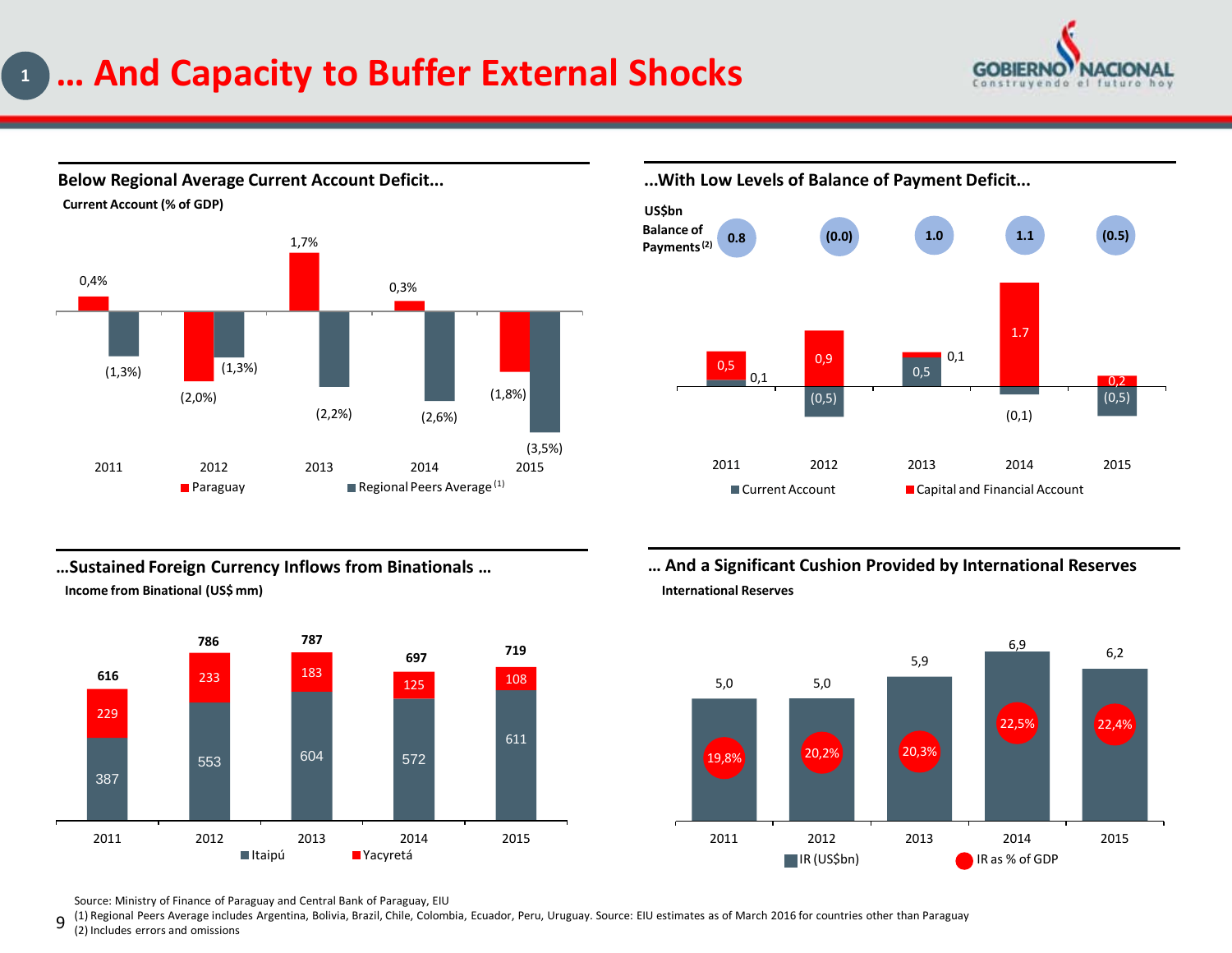# … And Capacity to Buffer External Shocks

## Below Regional Average Current Account Deficit...

**Current Account (% of GDP)**

| | 2011 | 2012 | 2013 | 2014 | 2015 |
|---|---|---|---|---|---|
| Paraguay | 0,4% | (2,0%) | 1,7% | 0,3% | (1,8%) |
| Regional Peers Average [1] | (1,3%) | (1,3%) | (2,2%) | (2,6%) | (3,5%) |

## ...With Low Levels of Balance of Payment Deficit...

**US$bn**

| | 2011 | 2012 | 2013 | 2014 | 2015 |
|---|---|---|---|---|---|
| Balance of Payments [2] | 0.8 | (0.0) | 1.0 | 1.1 | (0.5) |
| Current Account | 0,1 | (0,5) | 0,5 | (0,1) | (0,5) |
| Capital and Financial Account | 0,5 | 0,9 | 0,1 | 1.7 | 0,2 |

## ...Sustained Foreign Currency Inflows from Binationals …

**Income from Binational (US$ mm)**

| | 2011 | 2012 | 2013 | 2014 | 2015 |
|---|---|---|---|---|---|
| Itaipú | 387 | 553 | 604 | 572 | 611 |
| Yacyretá | 229 | 233 | 183 | 125 | 108 |
| Total | 616 | 786 | 787 | 697 | 719 |

## … And a Significant Cushion Provided by International Reserves

**International Reserves**

| | 2011 | 2012 | 2013 | 2014 | 2015 |
|---|---|---|---|---|---|
| IR (US$bn) | 5,0 | 5,0 | 5,9 | 6,9 | 6,2 |
| IR as % of GDP | 19,8% | 20,2% | 20,3% | 22,5% | 22,4% |

Source: Ministry of Finance of Paraguay and Central Bank of Paraguay, EIU

(1) Regional Peers Average includes Argentina, Bolivia, Brazil, Chile, Colombia, Ecuador, Peru, Uruguay. Source: EIU estimates as of March 2016 for countries other than Paraguay

(2) Includes errors and omissions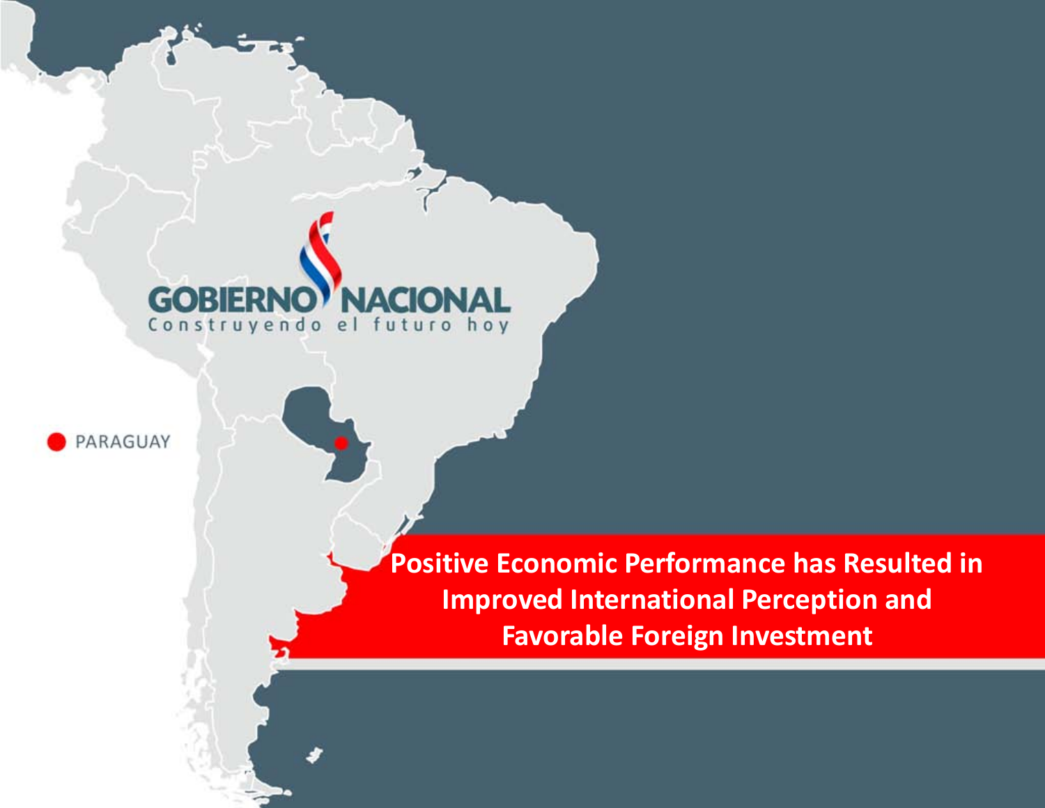GOBIERNO NACIONAL
Construyendo el futuro hoy

PARAGUAY

# Positive Economic Performance has Resulted in Improved International Perception and Favorable Foreign Investment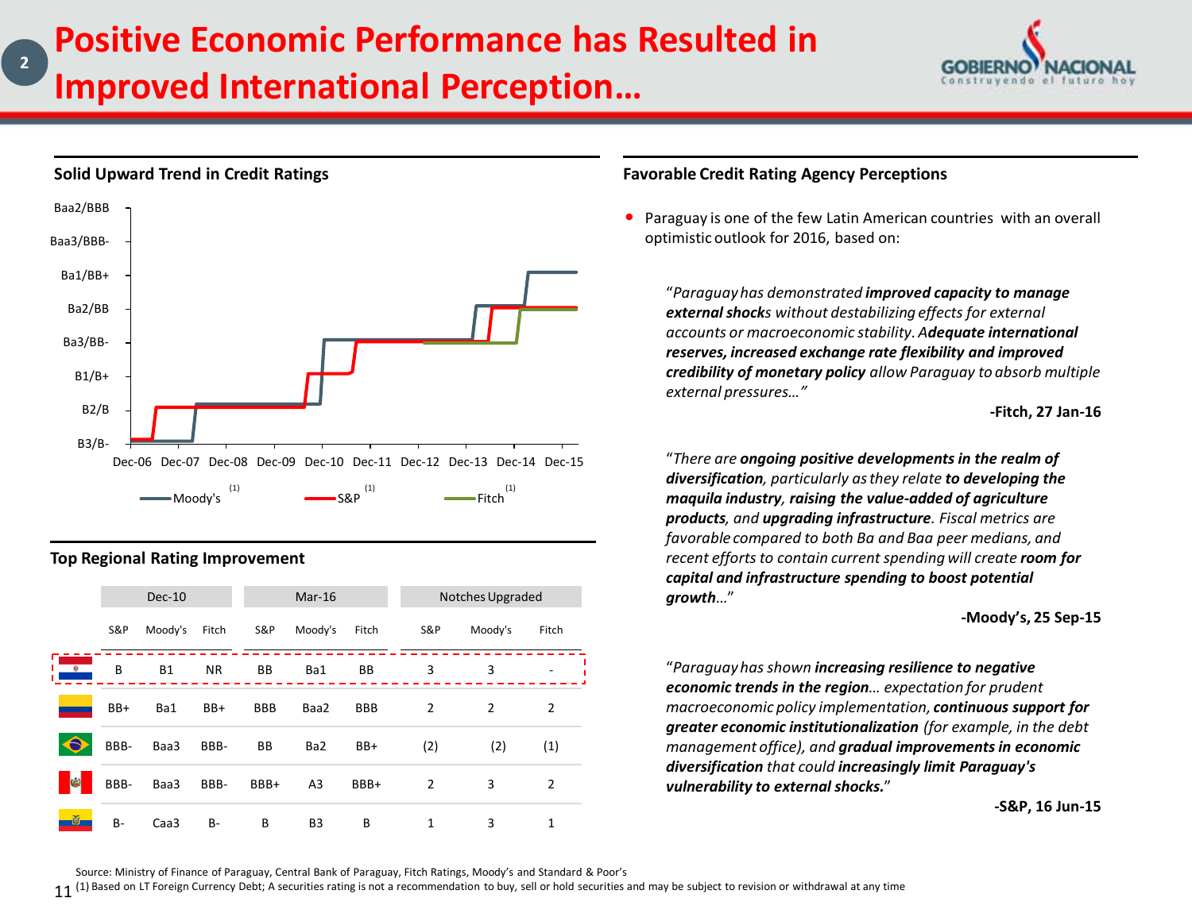# Positive Economic Performance has Resulted in Improved International Perception…

## Solid Upward Trend in Credit Ratings

Baa2/BBB
Baa3/BBB-
Ba1/BB+
Ba2/BB
Ba3/BB-
B1/B+
B2/B
B3/B-

Dec-06 Dec-07 Dec-08 Dec-09 Dec-10 Dec-11 Dec-12 Dec-13 Dec-14 Dec-15

Moody's [1] S&P [1] Fitch [1]

## Top Regional Rating Improvement

| | Dec-10 | | | Mar-16 | | | Notches Upgraded | | |
|---|---|---|---|---|---|---|---|---|---|
| | S&P | Moody's | Fitch | S&P | Moody's | Fitch | S&P | Moody's | Fitch |
| Paraguay | B | B1 | NR | BB | Ba1 | BB | 3 | 3 | - |
| Colombia | BB+ | Ba1 | BB+ | BBB | Baa2 | BBB | 2 | 2 | 2 |
| Brazil | BBB- | Baa3 | BBB- | BB | Ba2 | BB+ | (2) | (2) | (1) |
| Peru | BBB- | Baa3 | BBB- | BBB+ | A3 | BBB+ | 2 | 3 | 2 |
| Ecuador | B- | Caa3 | B- | B | B3 | B | 1 | 3 | 1 |

## Favorable Credit Rating Agency Perceptions

- Paraguay is one of the few Latin American countries with an overall optimistic outlook for 2016, based on:

> *"Paraguay has demonstrated **improved capacity to manage external shocks** without destabilizing effects for external accounts or macroeconomic stability. A**dequate international reserves, increased exchange rate flexibility and improved credibility of monetary policy** allow Paraguay to absorb multiple external pressures…"*
>
> **-Fitch, 27 Jan-16**

> *"There are **ongoing positive developments in the realm of diversification**, particularly as they relate **to developing the maquila industry, raising the value-added of agriculture products**, and **upgrading infrastructure**. Fiscal metrics are favorable compared to both Ba and Baa peer medians, and recent efforts to contain current spending will create **room for capital and infrastructure spending to boost potential growth**…"*
>
> **-Moody's, 25 Sep-15**

> *"Paraguay has shown **increasing resilience to negative economic trends in the region**… expectation for prudent macroeconomic policy implementation, **continuous support for greater economic institutionalization** (for example, in the debt management office), and **gradual improvements in economic diversification** that could **increasingly limit Paraguay's vulnerability to external shocks.**"*
>
> **-S&P, 16 Jun-15**

Source: Ministry of Finance of Paraguay, Central Bank of Paraguay, Fitch Ratings, Moody's and Standard & Poor's

(1) Based on LT Foreign Currency Debt; A securities rating is not a recommendation to buy, sell or hold securities and may be subject to revision or withdrawal at any time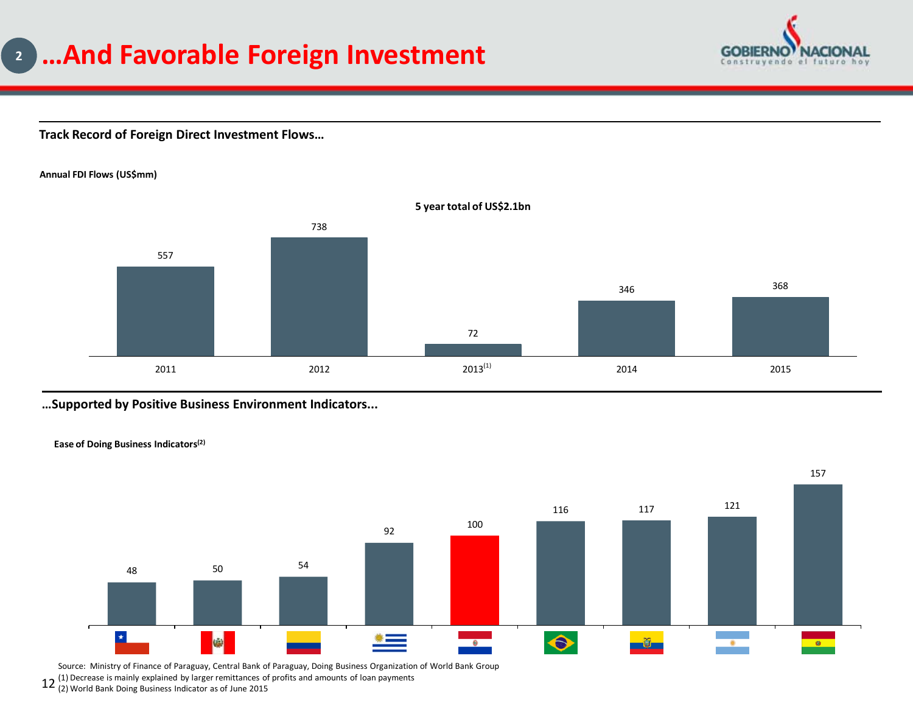# 2 …And Favorable Foreign Investment

GOBIERNO NACIONAL
Construyendo el futuro hoy

## Track Record of Foreign Direct Investment Flows…

**Annual FDI Flows (US$mm)**

**5 year total of US$2.1bn**

| Year | 2011 | 2012 | 2013[1] | 2014 | 2015 |
|---|---|---|---|---|---|
| FDI Flows (US$mm) | 557 | 738 | 72 | 346 | 368 |

## …Supported by Positive Business Environment Indicators...

**Ease of Doing Business Indicators[2]**

| Country | Chile | Peru | Colombia | Uruguay | Paraguay | Brazil | Ecuador | Argentina | Bolivia |
|---|---|---|---|---|---|---|---|---|---|
| Ranking | 48 | 50 | 54 | 92 | 100 | 116 | 117 | 121 | 157 |

Source: Ministry of Finance of Paraguay, Central Bank of Paraguay, Doing Business Organization of World Bank Group

(1) Decrease is mainly explained by larger remittances of profits and amounts of loan payments

(2) World Bank Doing Business Indicator as of June 2015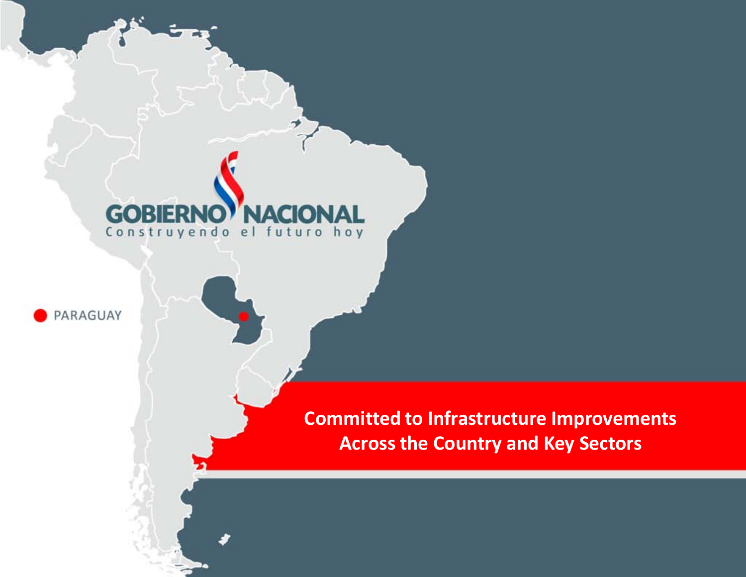GOBIERNO NACIONAL

Construyendo el futuro hoy

PARAGUAY

**Committed to Infrastructure Improvements Across the Country and Key Sectors**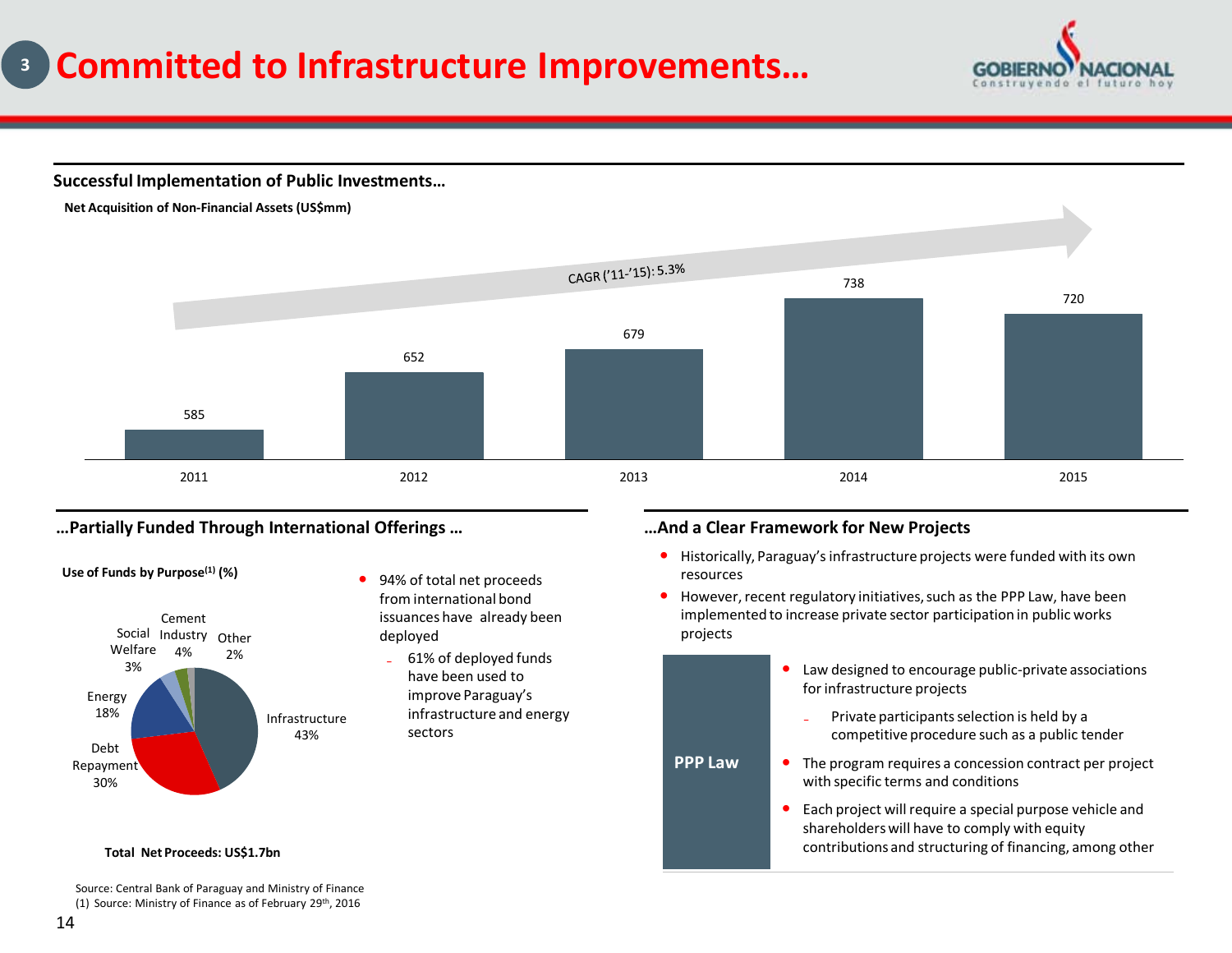# Committed to Infrastructure Improvements…

## Successful Implementation of Public Investments…

**Net Acquisition of Non-Financial Assets (US$mm)**

CAGR ('11-'15): 5.3%

| 2011 | 2012 | 2013 | 2014 | 2015 |
|---|---|---|---|---|
| 585 | 652 | 679 | 738 | 720 |

## …Partially Funded Through International Offerings …

**Use of Funds by Purpose[1] (%)**

| Purpose | % |
|---|---|
| Infrastructure | 43% |
| Debt Repayment | 30% |
| Energy | 18% |
| Social Welfare | 3% |
| Cement Industry | 4% |
| Other | 2% |

**Total Net Proceeds: US$1.7bn**

- 94% of total net proceeds from international bond issuances have already been deployed
  - 61% of deployed funds have been used to improve Paraguay's infrastructure and energy sectors

## …And a Clear Framework for New Projects

- Historically, Paraguay's infrastructure projects were funded with its own resources
- However, recent regulatory initiatives, such as the PPP Law, have been implemented to increase private sector participation in public works projects

**PPP Law**

- Law designed to encourage public-private associations for infrastructure projects
  - Private participants selection is held by a competitive procedure such as a public tender
- The program requires a concession contract per project with specific terms and conditions
- Each project will require a special purpose vehicle and shareholders will have to comply with equity contributions and structuring of financing, among other

Source: Central Bank of Paraguay and Ministry of Finance
(1) Source: Ministry of Finance as of February 29th, 2016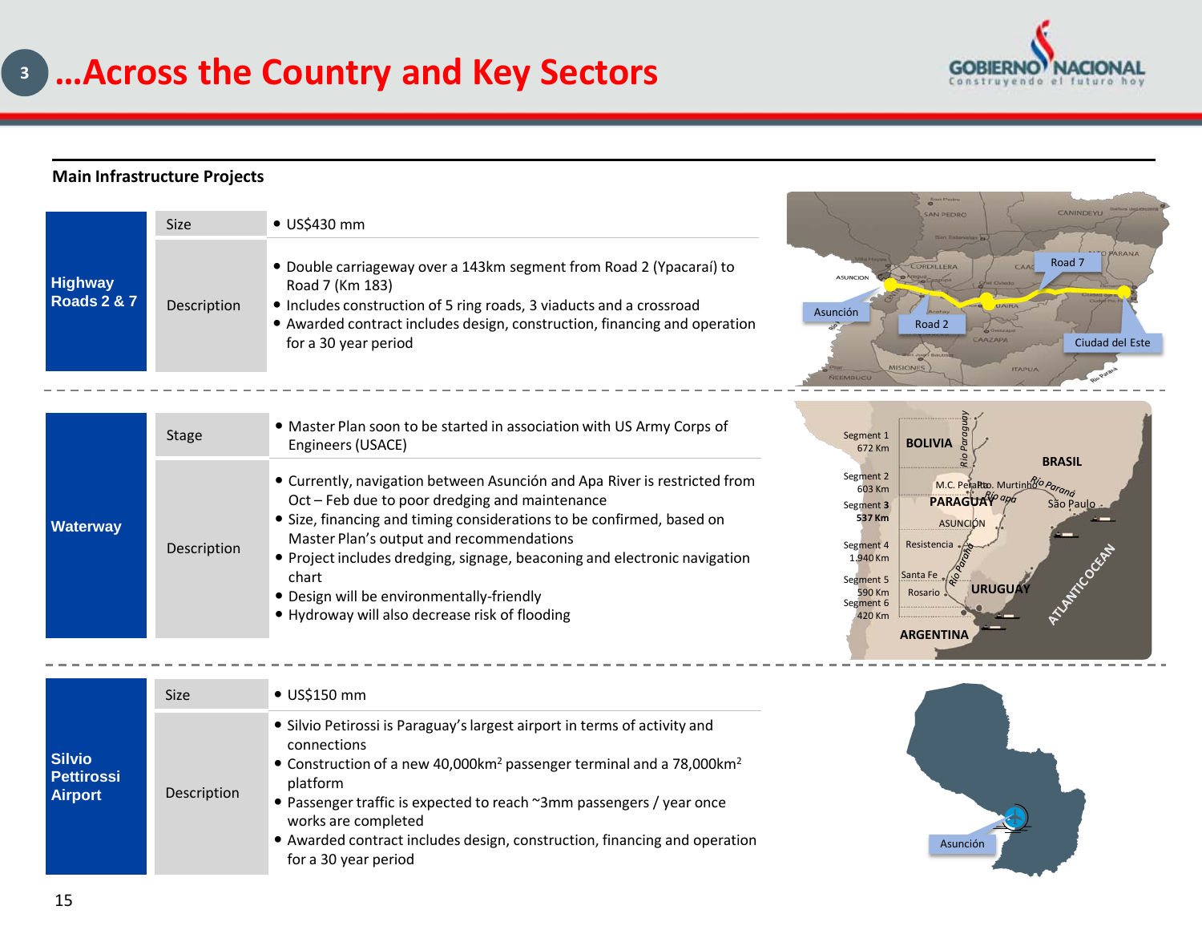# …Across the Country and Key Sectors

## Main Infrastructure Projects

| Project | | |
|---|---|---|
| **Highway Roads 2 & 7** | Size | • US$430 mm |
| | Description | • Double carriageway over a 143km segment from Road 2 (Ypacaraí) to Road 7 (Km 183)<br>• Includes construction of 5 ring roads, 3 viaducts and a crossroad<br>• Awarded contract includes design, construction, financing and operation for a 30 year period |
| **Waterway** | Stage | • Master Plan soon to be started in association with US Army Corps of Engineers (USACE) |
| | Description | • Currently, navigation between Asunción and Apa River is restricted from Oct – Feb due to poor dredging and maintenance<br>• Size, financing and timing considerations to be confirmed, based on Master Plan's output and recommendations<br>• Project includes dredging, signage, beaconing and electronic navigation chart<br>• Design will be environmentally-friendly<br>• Hydroway will also decrease risk of flooding |
| **Silvio Pettirossi Airport** | Size | • US$150 mm |
| | Description | • Silvio Petirossi is Paraguay's largest airport in terms of activity and connections<br>• Construction of a new 40,000km$^2$ passenger terminal and a 78,000km$^2$ platform<br>• Passenger traffic is expected to reach ~3mm passengers / year once works are completed<br>• Awarded contract includes design, construction, financing and operation for a 30 year period |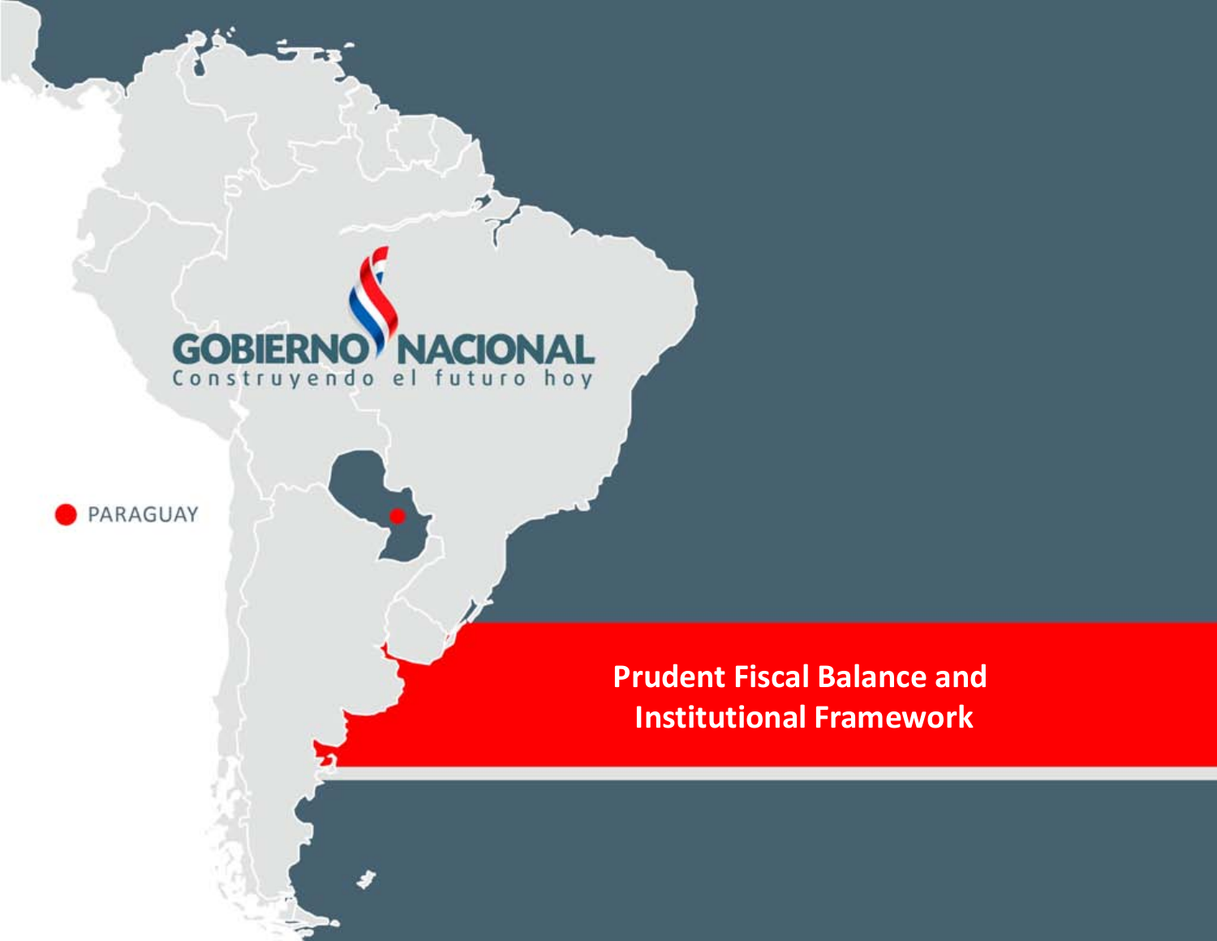GOBIERNO NACIONAL

Construyendo el futuro hoy

PARAGUAY

# Prudent Fiscal Balance and Institutional Framework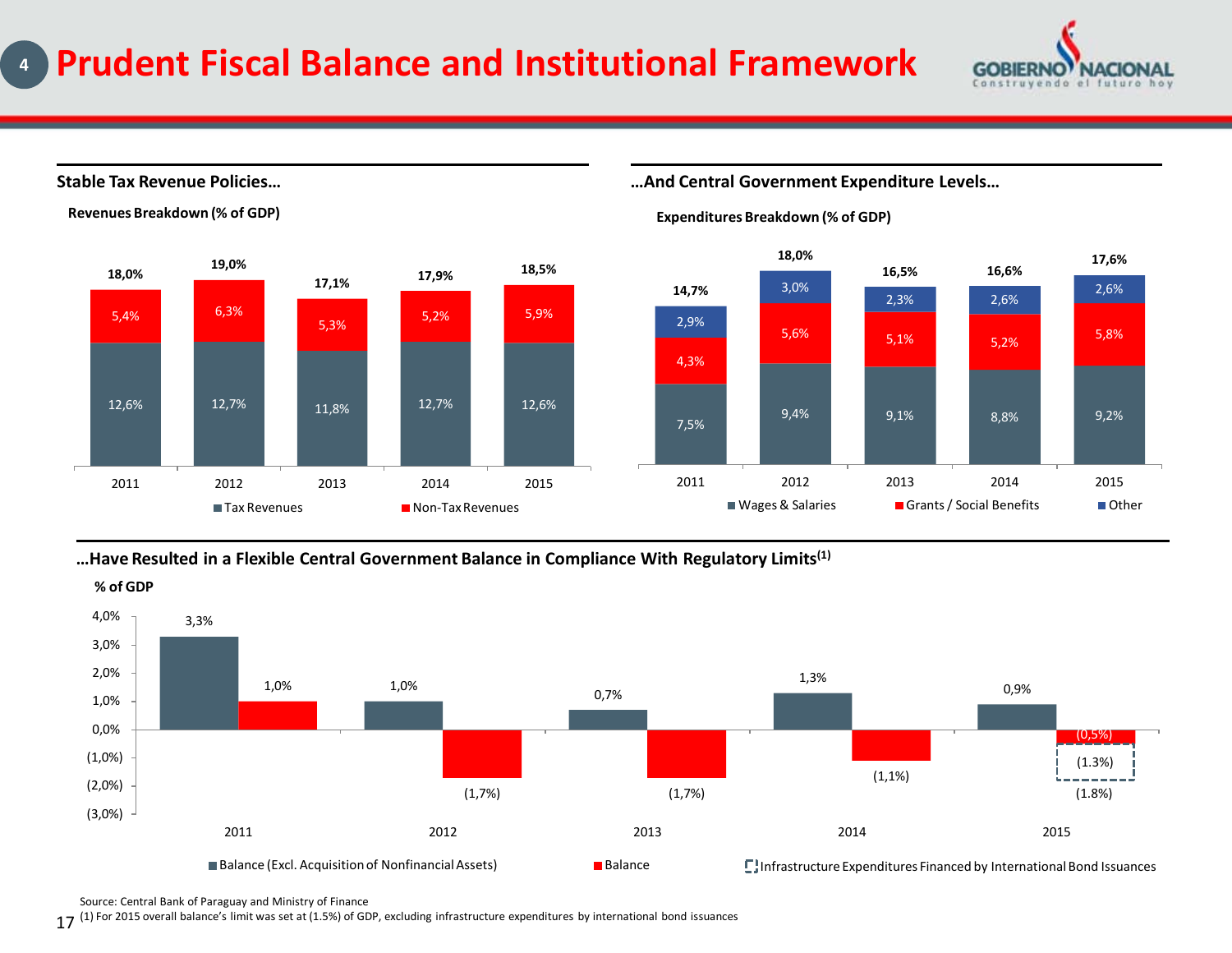# Prudent Fiscal Balance and Institutional Framework

## Stable Tax Revenue Policies…

**Revenues Breakdown (% of GDP)**

| | 2011 | 2012 | 2013 | 2014 | 2015 |
|---|---|---|---|---|---|
| Tax Revenues | 12,6% | 12,7% | 11,8% | 12,7% | 12,6% |
| Non-Tax Revenues | 5,4% | 6,3% | 5,3% | 5,2% | 5,9% |
| Total | 18,0% | 19,0% | 17,1% | 17,9% | 18,5% |

## …And Central Government Expenditure Levels…

**Expenditures Breakdown (% of GDP)**

| | 2011 | 2012 | 2013 | 2014 | 2015 |
|---|---|---|---|---|---|
| Wages & Salaries | 7,5% | 9,4% | 9,1% | 8,8% | 9,2% |
| Grants / Social Benefits | 4,3% | 5,6% | 5,1% | 5,2% | 5,8% |
| Other | 2,9% | 3,0% | 2,3% | 2,6% | 2,6% |
| Total | 14,7% | 18,0% | 16,5% | 16,6% | 17,6% |

## …Have Resulted in a Flexible Central Government Balance in Compliance With Regulatory Limits[(1)]

**% of GDP**

| | 2011 | 2012 | 2013 | 2014 | 2015 |
|---|---|---|---|---|---|
| Balance (Excl. Acquisition of Nonfinancial Assets) | 3,3% | 1,0% | 0,7% | 1,3% | 0,9% |
| Balance | 1,0% | (1,7%) | (1,7%) | (1,1%) | (0,5%) |
| Infrastructure Expenditures Financed by International Bond Issuances | | | | | (1.3%) |
| Total Balance | | | | | (1.8%) |

Source: Central Bank of Paraguay and Ministry of Finance

(1) For 2015 overall balance's limit was set at (1.5%) of GDP, excluding infrastructure expenditures by international bond issuances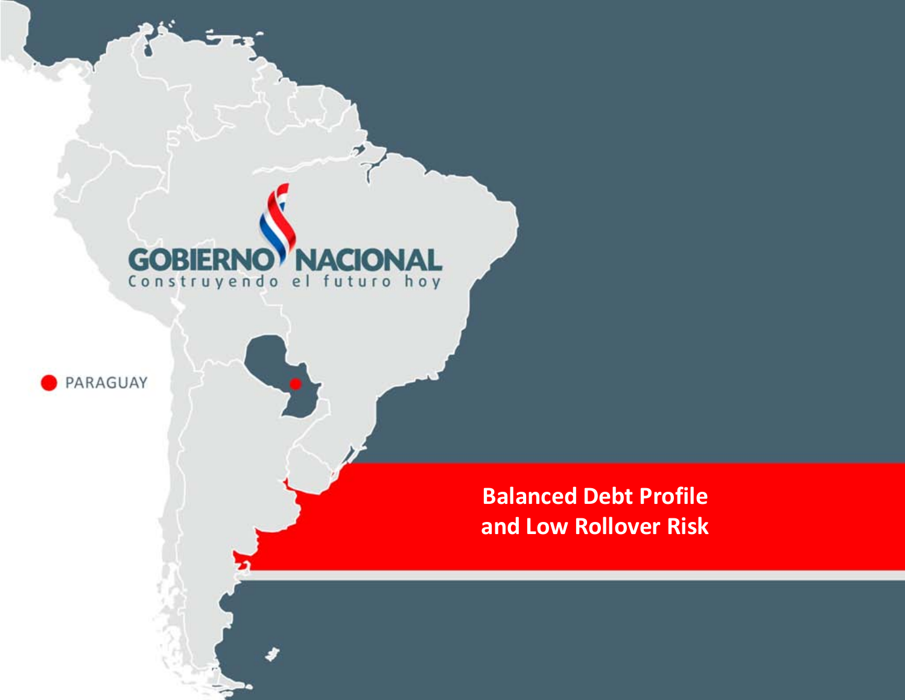GOBIERNO NACIONAL

Construyendo el futuro hoy

PARAGUAY

# Balanced Debt Profile and Low Rollover Risk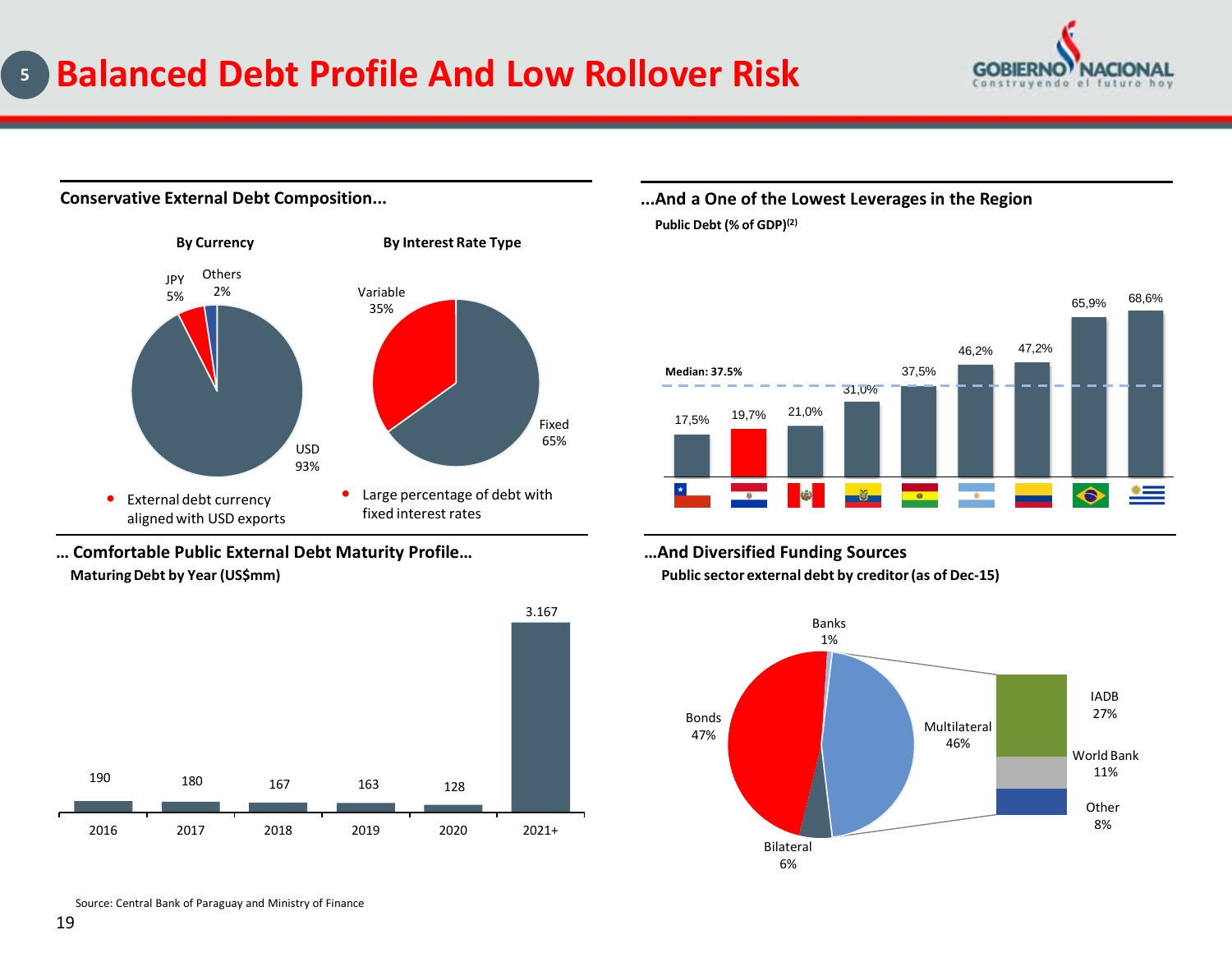# Balanced Debt Profile And Low Rollover Risk

## Conservative External Debt Composition...

**By Currency**

| Currency | Share |
|---|---|
| USD | 93% |
| JPY | 5% |
| Others | 2% |

**By Interest Rate Type**

| Type | Share |
|---|---|
| Fixed | 65% |
| Variable | 35% |

- External debt currency aligned with USD exports
- Large percentage of debt with fixed interest rates

## ...And a One of the Lowest Leverages in the Region

**Public Debt (% of GDP)[2]**

Median: 37.5%

| Country | Public Debt (% of GDP) |
|---|---|
| Chile | 17,5% |
| Paraguay | 19,7% |
| Peru | 21,0% |
| Ecuador | 31,0% |
| Bolivia | 37,5% |
| Argentina | 46,2% |
| Colombia | 47,2% |
| Brazil | 65,9% |
| Uruguay | 68,6% |

## … Comfortable Public External Debt Maturity Profile…

**Maturing Debt by Year (US$mm)**

| Year | 2016 | 2017 | 2018 | 2019 | 2020 | 2021+ |
|---|---|---|---|---|---|---|
| US$mm | 190 | 180 | 167 | 163 | 128 | 3.167 |

## …And Diversified Funding Sources

**Public sector external debt by creditor (as of Dec-15)**

| Creditor | Share |
|---|---|
| Bonds | 47% |
| Multilateral | 46% |
| Bilateral | 6% |
| Banks | 1% |

Multilateral breakdown:

| Multilateral | Share |
|---|---|
| IADB | 27% |
| World Bank | 11% |
| Other | 8% |

Source: Central Bank of Paraguay and Ministry of Finance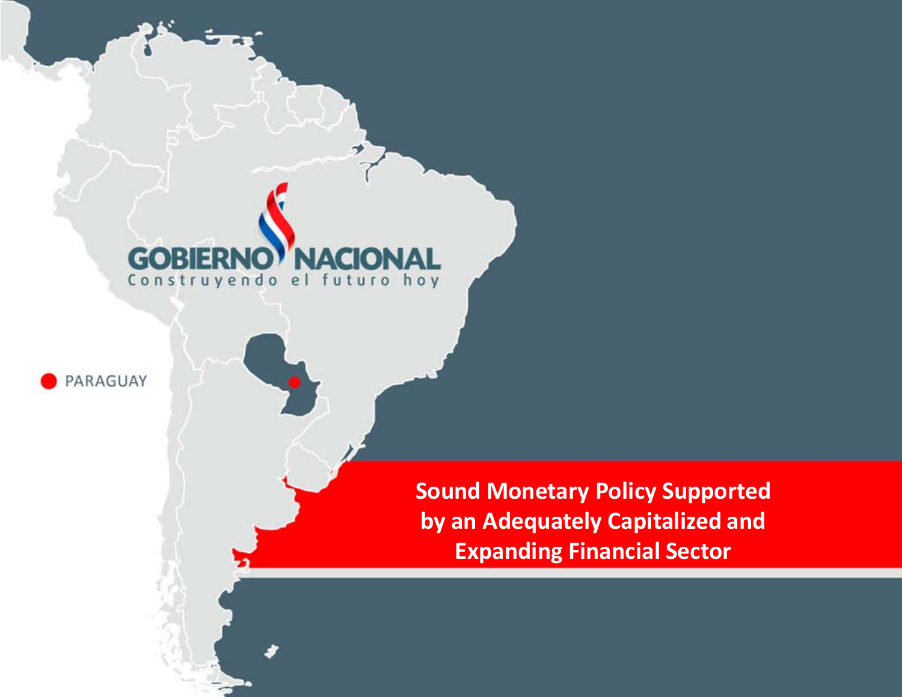GOBIERNO NACIONAL

Construyendo el futuro hoy

PARAGUAY

# Sound Monetary Policy Supported by an Adequately Capitalized and Expanding Financial Sector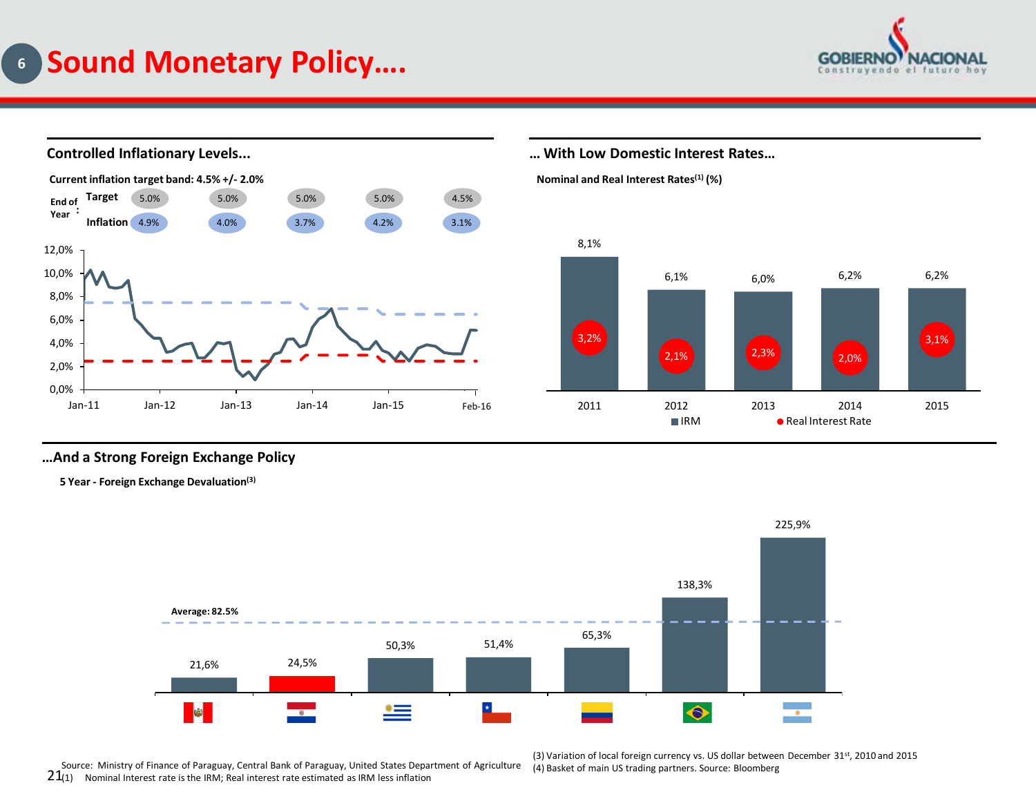# Sound Monetary Policy....

## Controlled Inflationary Levels...

**Current inflation target band: 4.5% +/- 2.0%**

| End of Year: | | | | | |
|---|---|---|---|---|---|
| Target | 5.0% | 5.0% | 5.0% | 5.0% | 4.5% |
| Inflation | 4.9% | 4.0% | 3.7% | 4.2% | 3.1% |

## ... With Low Domestic Interest Rates...

**Nominal and Real Interest Rates[1] (%)**

| | 2011 | 2012 | 2013 | 2014 | 2015 |
|---|---|---|---|---|---|
| IRM | 8,1% | 6,1% | 6,0% | 6,2% | 6,2% |
| Real Interest Rate | 3,2% | 2,1% | 2,3% | 2,0% | 3,1% |

## ...And a Strong Foreign Exchange Policy

**5 Year - Foreign Exchange Devaluation[3]**

Average: 82.5%

| Peru | Paraguay | Uruguay | Chile | Colombia | Brazil | Argentina |
|---|---|---|---|---|---|---|
| 21,6% | 24,5% | 50,3% | 51,4% | 65,3% | 138,3% | 225,9% |

Source: Ministry of Finance of Paraguay, Central Bank of Paraguay, United States Department of Agriculture

(1) Nominal Interest rate is the IRM; Real interest rate estimated as IRM less inflation

(3) Variation of local foreign currency vs. US dollar between December 31st, 2010 and 2015

(4) Basket of main US trading partners. Source: Bloomberg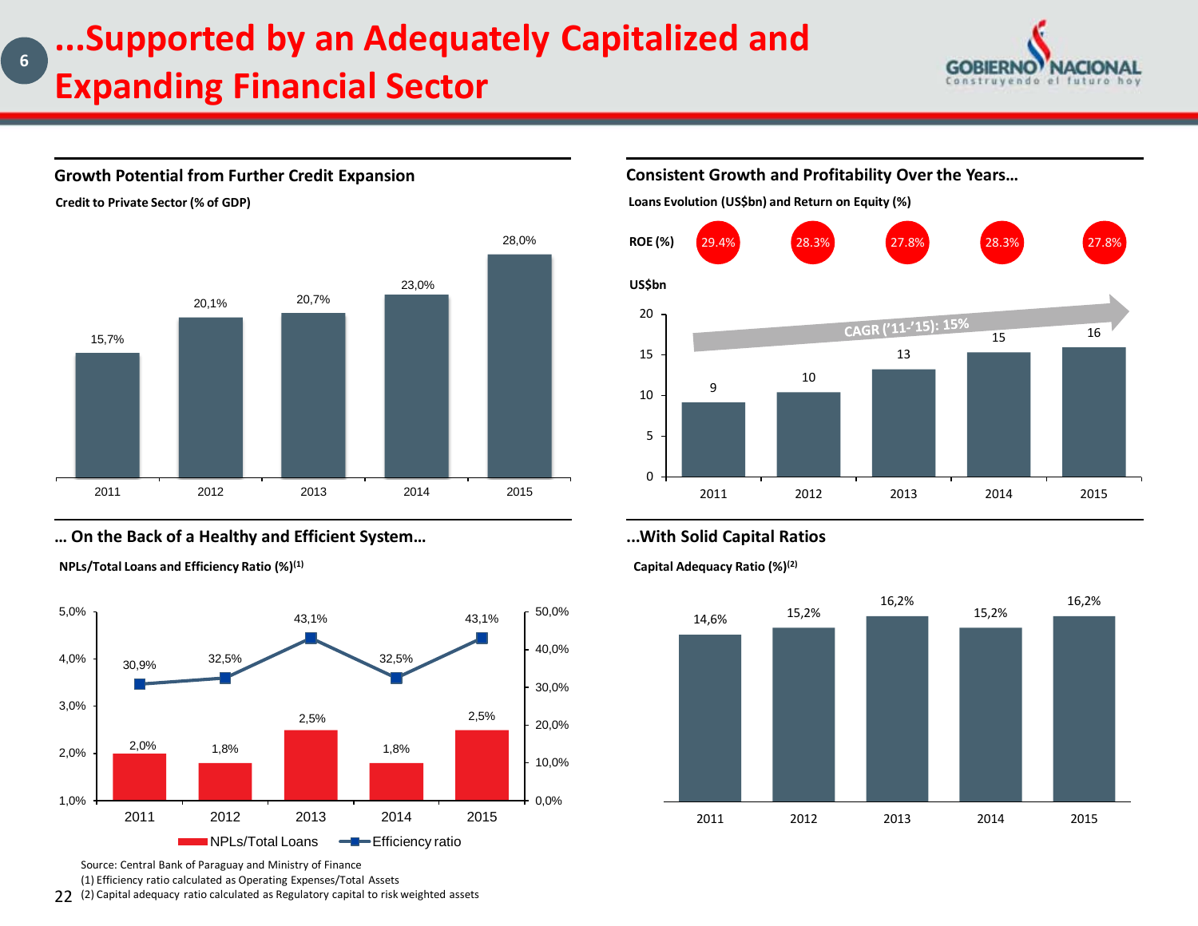# ...Supported by an Adequately Capitalized and Expanding Financial Sector

## Growth Potential from Further Credit Expansion

**Credit to Private Sector (% of GDP)**

| 2011 | 2012 | 2013 | 2014 | 2015 |
|---|---|---|---|---|
| 15,7% | 20,1% | 20,7% | 23,0% | 28,0% |

## Consistent Growth and Profitability Over the Years…

**Loans Evolution (US$bn) and Return on Equity (%)**

| | 2011 | 2012 | 2013 | 2014 | 2015 |
|---|---|---|---|---|---|
| ROE (%) | 29.4% | 28.3% | 27.8% | 28.3% | 27.8% |
| US$bn | 9 | 10 | 13 | 15 | 16 |

CAGR ('11-'15): 15%

## … On the Back of a Healthy and Efficient System…

**NPLs/Total Loans and Efficiency Ratio (%)(1)**

| | 2011 | 2012 | 2013 | 2014 | 2015 |
|---|---|---|---|---|---|
| NPLs/Total Loans | 2,0% | 1,8% | 2,5% | 1,8% | 2,5% |
| Efficiency ratio | 30,9% | 32,5% | 43,1% | 32,5% | 43,1% |

## ...With Solid Capital Ratios

**Capital Adequacy Ratio (%)(2)**

| 2011 | 2012 | 2013 | 2014 | 2015 |
|---|---|---|---|---|
| 14,6% | 15,2% | 16,2% | 15,2% | 16,2% |

Source: Central Bank of Paraguay and Ministry of Finance
(1) Efficiency ratio calculated as Operating Expenses/Total Assets
(2) Capital adequacy ratio calculated as Regulatory capital to risk weighted assets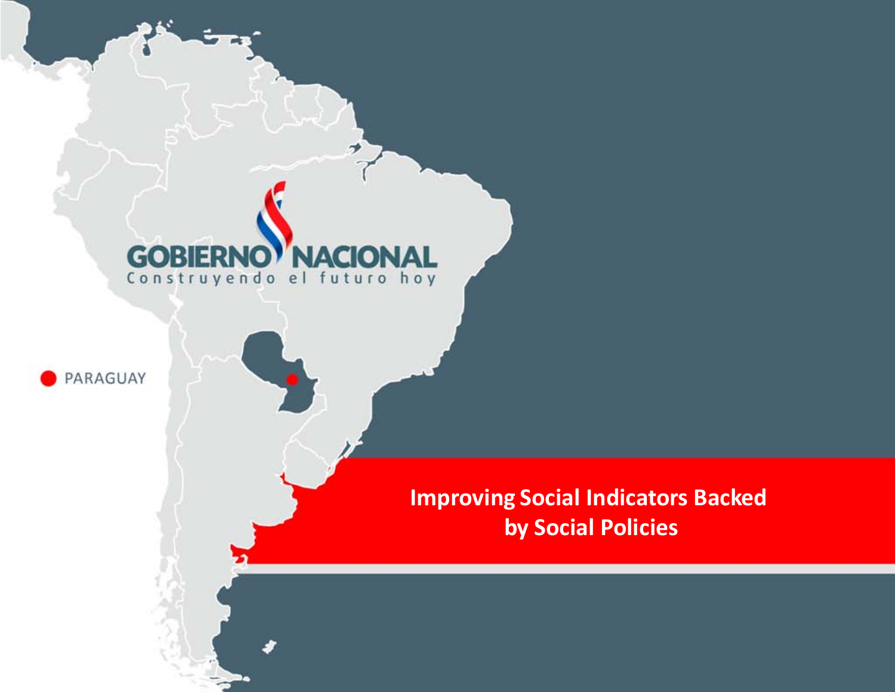GOBIERNO NACIONAL

Construyendo el futuro hoy

PARAGUAY

# Improving Social Indicators Backed by Social Policies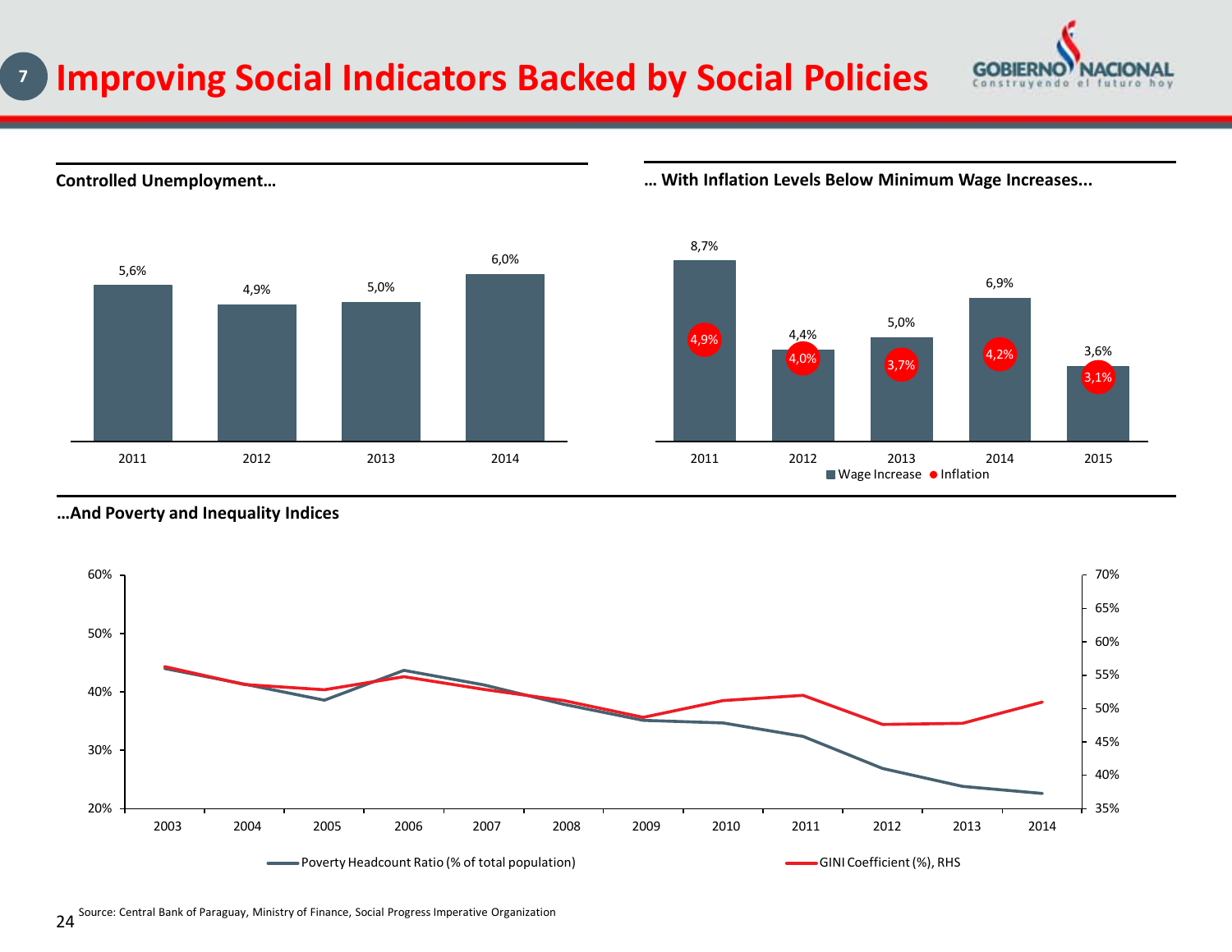# Improving Social Indicators Backed by Social Policies

**Controlled Unemployment…**

| Year | Unemployment |
| --- | --- |
| 2011 | 5,6% |
| 2012 | 4,9% |
| 2013 | 5,0% |
| 2014 | 6,0% |

**… With Inflation Levels Below Minimum Wage Increases...**

| Year | Wage Increase | Inflation |
| --- | --- | --- |
| 2011 | 8,7% | 4,9% |
| 2012 | 4,4% | 4,0% |
| 2013 | 5,0% | 3,7% |
| 2014 | 6,9% | 4,2% |
| 2015 | 3,6% | 3,1% |

**…And Poverty and Inequality Indices**

Poverty Headcount Ratio (% of total population) and GINI Coefficient (%), RHS — 2003 to 2014

Source: Central Bank of Paraguay, Ministry of Finance, Social Progress Imperative Organization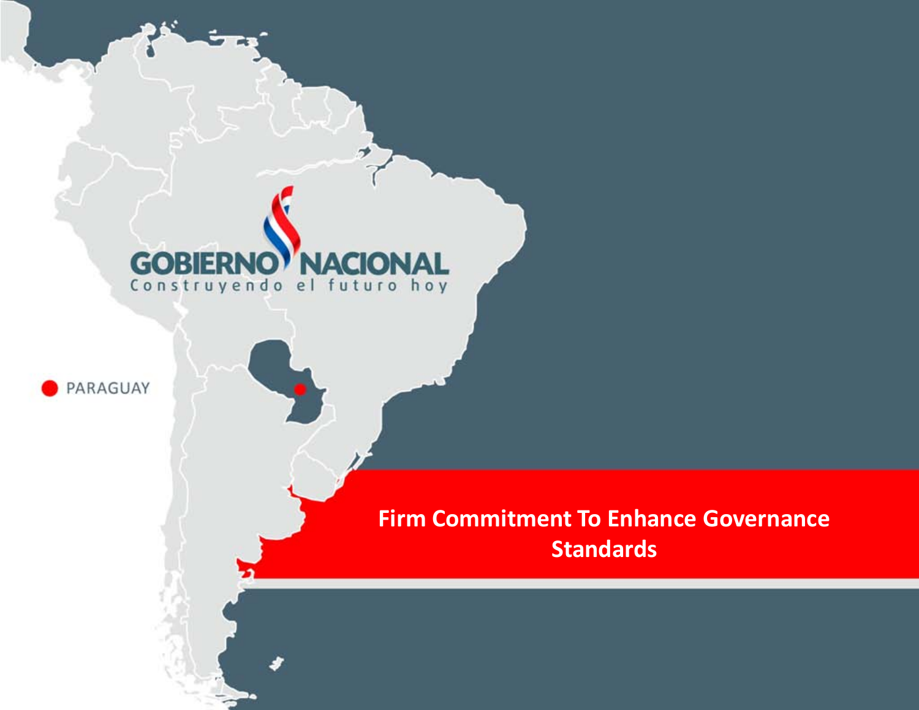GOBIERNO NACIONAL

Construyendo el futuro hoy

PARAGUAY

# Firm Commitment To Enhance Governance Standards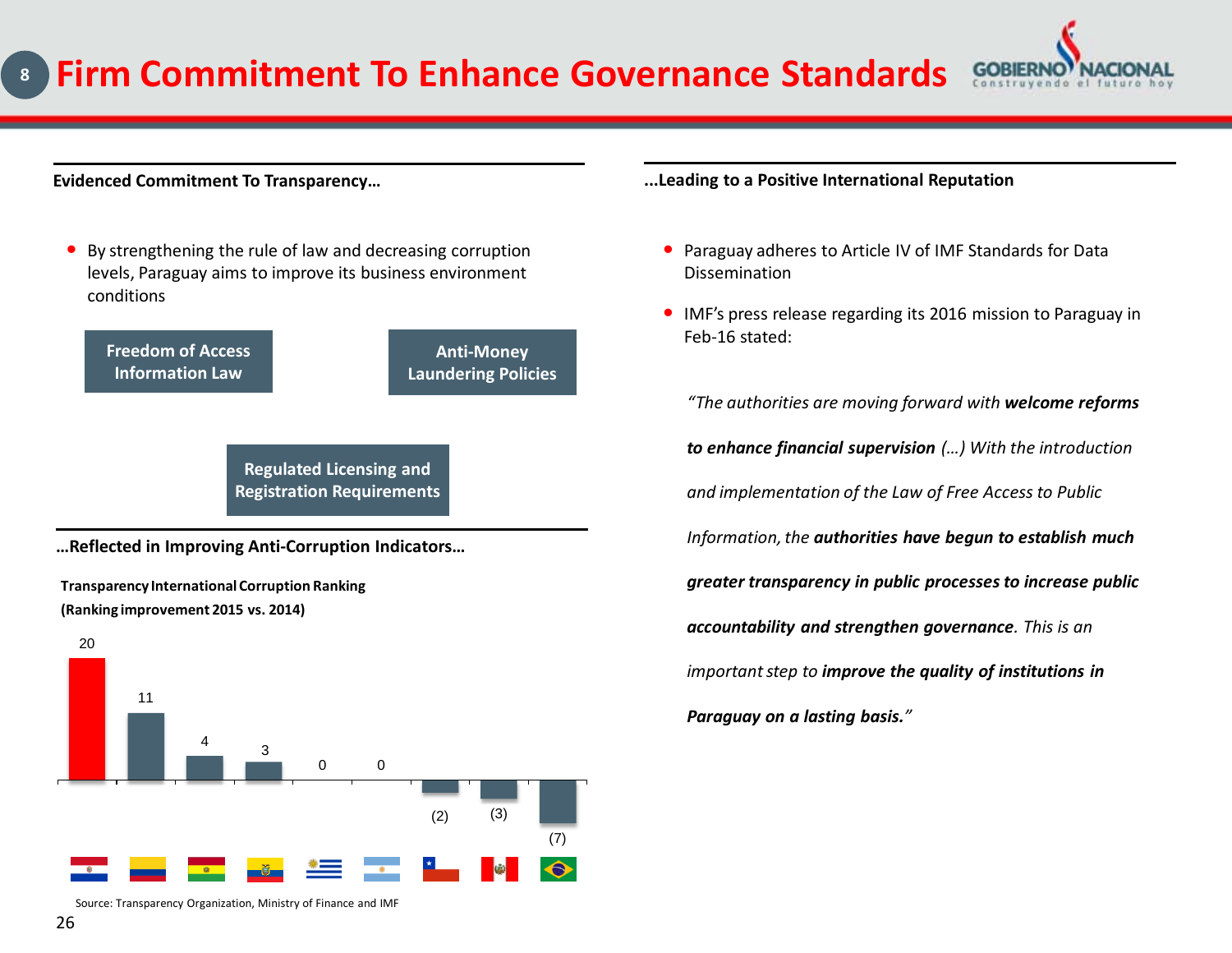# Firm Commitment To Enhance Governance Standards

GOBIERNO NACIONAL
Construyendo el futuro hoy

**Evidenced Commitment To Transparency…**

- By strengthening the rule of law and decreasing corruption levels, Paraguay aims to improve its business environment conditions

**Freedom of Access Information Law**

**Anti-Money Laundering Policies**

**Regulated Licensing and Registration Requirements**

**…Reflected in Improving Anti-Corruption Indicators…**

**Transparency International Corruption Ranking**
**(Ranking improvement 2015 vs. 2014)**

20
11
4
3
0
0
(2)
(3)
(7)

Source: Transparency Organization, Ministry of Finance and IMF

**...Leading to a Positive International Reputation**

- Paraguay adheres to Article IV of IMF Standards for Data Dissemination
- IMF's press release regarding its 2016 mission to Paraguay in Feb-16 stated:

*"The authorities are moving forward with **welcome reforms to enhance financial supervision** (…) With the introduction and implementation of the Law of Free Access to Public Information, the **authorities have begun to establish much greater transparency in public processes to increase public accountability and strengthen governance**. This is an important step to **improve the quality of institutions in Paraguay on a lasting basis.**"*